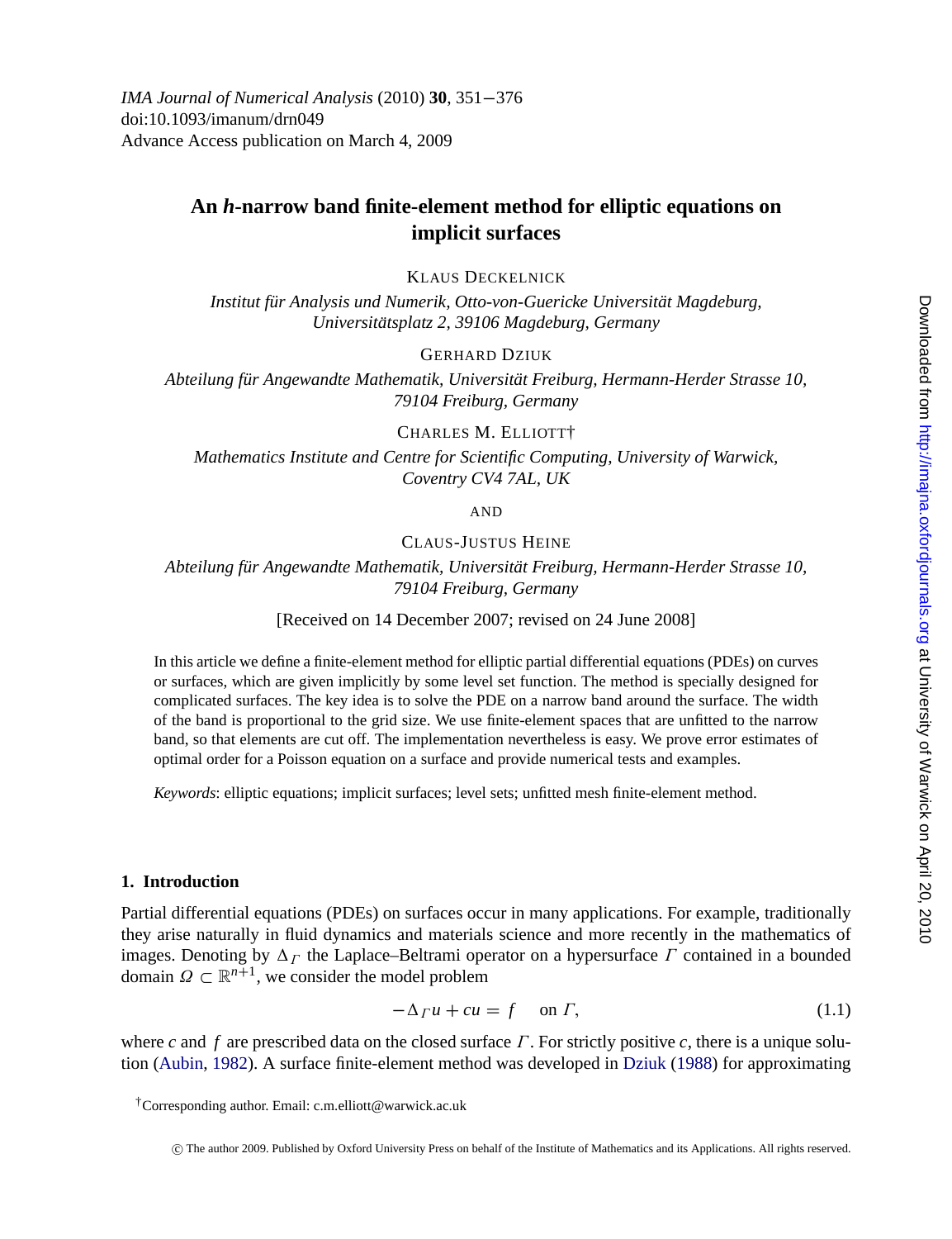IMA Journal of Numerical Analysis (2010) **30**, 351−376
doi:10.1093/imanum/drn049
Advance Access publication on March 4, 2009

# An *h*-narrow band finite-element method for elliptic equations on implicit surfaces

KLAUS DECKELNICK

*Institut für Analysis und Numerik, Otto-von-Guericke Universität Magdeburg, Universitätsplatz 2, 39106 Magdeburg, Germany*

GERHARD DZIUK

*Abteilung für Angewandte Mathematik, Universität Freiburg, Hermann-Herder Strasse 10, 79104 Freiburg, Germany*

CHARLES M. ELLIOTT†

*Mathematics Institute and Centre for Scientific Computing, University of Warwick, Coventry CV4 7AL, UK*

AND

CLAUS-JUSTUS HEINE

*Abteilung für Angewandte Mathematik, Universität Freiburg, Hermann-Herder Strasse 10, 79104 Freiburg, Germany*

[Received on 14 December 2007; revised on 24 June 2008]

In this article we define a finite-element method for elliptic partial differential equations (PDEs) on curves or surfaces, which are given implicitly by some level set function. The method is specially designed for complicated surfaces. The key idea is to solve the PDE on a narrow band around the surface. The width of the band is proportional to the grid size. We use finite-element spaces that are unfitted to the narrow band, so that elements are cut off. The implementation nevertheless is easy. We prove error estimates of optimal order for a Poisson equation on a surface and provide numerical tests and examples.

*Keywords*: elliptic equations; implicit surfaces; level sets; unfitted mesh finite-element method.

## 1. Introduction

Partial differential equations (PDEs) on surfaces occur in many applications. For example, traditionally they arise naturally in fluid dynamics and materials science and more recently in the mathematics of images. Denoting by $\Delta_\Gamma$ the Laplace–Beltrami operator on a hypersurface $\Gamma$ contained in a bounded domain $\Omega \subset \mathbb{R}^{n+1}$, we consider the model problem

$$-\Delta_\Gamma u + cu = f \quad \text{on } \Gamma, \tag{1.1}$$

where $c$ and $f$ are prescribed data on the closed surface $\Gamma$. For strictly positive $c$, there is a unique solution (Aubin, 1982). A surface finite-element method was developed in Dziuk (1988) for approximating

†Corresponding author. Email: c.m.elliott@warwick.ac.uk

© The author 2009. Published by Oxford University Press on behalf of the Institute of Mathematics and its Applications. All rights reserved.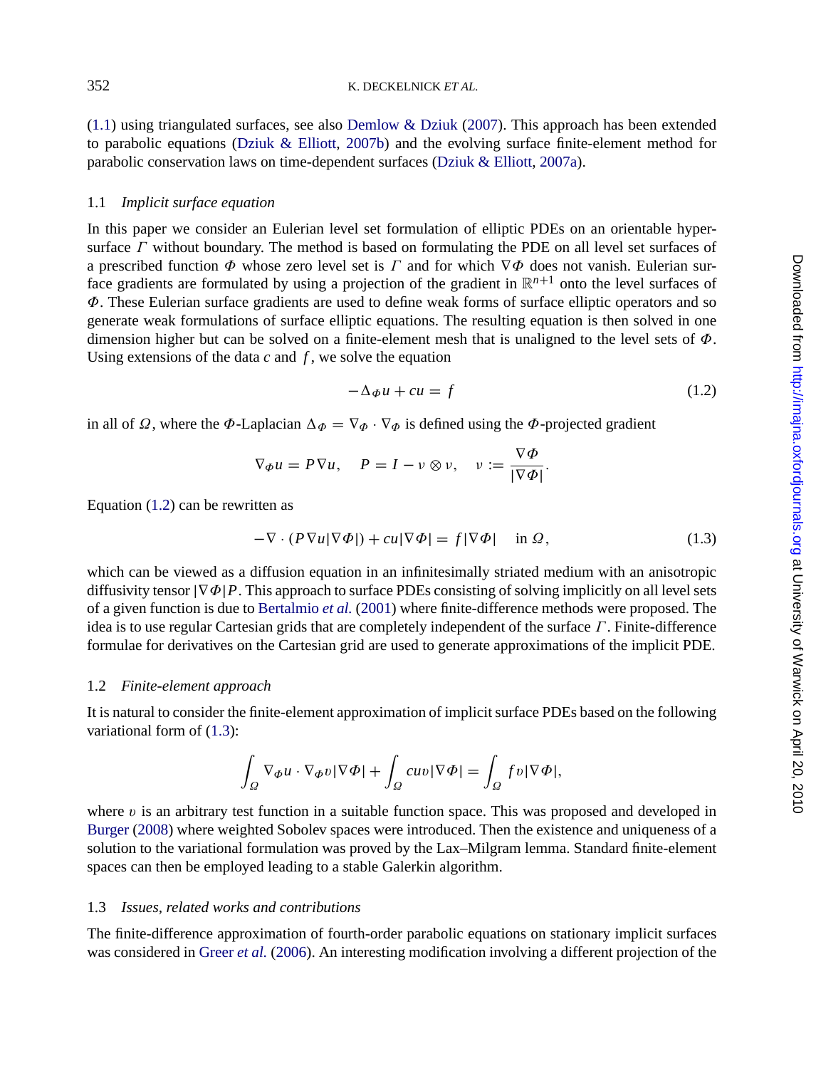(1.1) using triangulated surfaces, see also Demlow & Dziuk (2007). This approach has been extended to parabolic equations (Dziuk & Elliott, 2007b) and the evolving surface finite-element method for parabolic conservation laws on time-dependent surfaces (Dziuk & Elliott, 2007a).

### 1.1 *Implicit surface equation*

In this paper we consider an Eulerian level set formulation of elliptic PDEs on an orientable hypersurface $\Gamma$ without boundary. The method is based on formulating the PDE on all level set surfaces of a prescribed function $\Phi$ whose zero level set is $\Gamma$ and for which $\nabla\Phi$ does not vanish. Eulerian surface gradients are formulated by using a projection of the gradient in $\mathbb{R}^{n+1}$ onto the level surfaces of $\Phi$. These Eulerian surface gradients are used to define weak forms of surface elliptic operators and so generate weak formulations of surface elliptic equations. The resulting equation is then solved in one dimension higher but can be solved on a finite-element mesh that is unaligned to the level sets of $\Phi$. Using extensions of the data $c$ and $f$, we solve the equation

$$-\Delta_{\Phi} u + cu = f \tag{1.2}$$

in all of $\Omega$, where the $\Phi$-Laplacian $\Delta_{\Phi} = \nabla_{\Phi} \cdot \nabla_{\Phi}$ is defined using the $\Phi$-projected gradient

$$\nabla_{\Phi} u = P\nabla u, \quad P = I - \nu \otimes \nu, \quad \nu := \frac{\nabla\Phi}{|\nabla\Phi|}.$$

Equation (1.2) can be rewritten as

$$-\nabla \cdot (P\nabla u|\nabla\Phi|) + cu|\nabla\Phi| = f|\nabla\Phi| \quad \text{in } \Omega, \tag{1.3}$$

which can be viewed as a diffusion equation in an infinitesimally striated medium with an anisotropic diffusivity tensor $|\nabla\Phi|P$. This approach to surface PDEs consisting of solving implicitly on all level sets of a given function is due to Bertalmio *et al.* (2001) where finite-difference methods were proposed. The idea is to use regular Cartesian grids that are completely independent of the surface $\Gamma$. Finite-difference formulae for derivatives on the Cartesian grid are used to generate approximations of the implicit PDE.

### 1.2 *Finite-element approach*

It is natural to consider the finite-element approximation of implicit surface PDEs based on the following variational form of (1.3):

$$\int_{\Omega} \nabla_{\Phi} u \cdot \nabla_{\Phi} \upsilon |\nabla\Phi| + \int_{\Omega} cu\upsilon|\nabla\Phi| = \int_{\Omega} f\upsilon|\nabla\Phi|,$$

where $\upsilon$ is an arbitrary test function in a suitable function space. This was proposed and developed in Burger (2008) where weighted Sobolev spaces were introduced. Then the existence and uniqueness of a solution to the variational formulation was proved by the Lax–Milgram lemma. Standard finite-element spaces can then be employed leading to a stable Galerkin algorithm.

### 1.3 *Issues, related works and contributions*

The finite-difference approximation of fourth-order parabolic equations on stationary implicit surfaces was considered in Greer *et al.* (2006). An interesting modification involving a different projection of the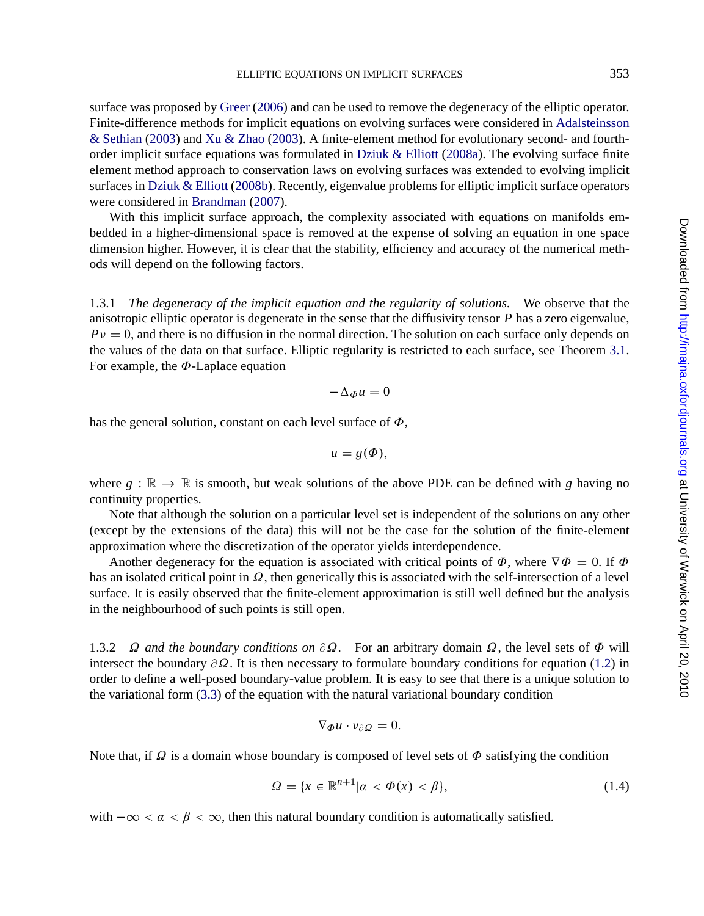surface was proposed by Greer (2006) and can be used to remove the degeneracy of the elliptic operator. Finite-difference methods for implicit equations on evolving surfaces were considered in Adalsteinsson & Sethian (2003) and Xu & Zhao (2003). A finite-element method for evolutionary second- and fourth-order implicit surface equations was formulated in Dziuk & Elliott (2008a). The evolving surface finite element method approach to conservation laws on evolving surfaces was extended to evolving implicit surfaces in Dziuk & Elliott (2008b). Recently, eigenvalue problems for elliptic implicit surface operators were considered in Brandman (2007).

With this implicit surface approach, the complexity associated with equations on manifolds embedded in a higher-dimensional space is removed at the expense of solving an equation in one space dimension higher. However, it is clear that the stability, efficiency and accuracy of the numerical methods will depend on the following factors.

1.3.1 *The degeneracy of the implicit equation and the regularity of solutions.* We observe that the anisotropic elliptic operator is degenerate in the sense that the diffusivity tensor $P$ has a zero eigenvalue, $P\nu = 0$, and there is no diffusion in the normal direction. The solution on each surface only depends on the values of the data on that surface. Elliptic regularity is restricted to each surface, see Theorem 3.1. For example, the $\Phi$-Laplace equation

$$-\Delta_{\Phi} u = 0$$

has the general solution, constant on each level surface of $\Phi$,

$$u = g(\Phi),$$

where $g : \mathbb{R} \to \mathbb{R}$ is smooth, but weak solutions of the above PDE can be defined with $g$ having no continuity properties.

Note that although the solution on a particular level set is independent of the solutions on any other (except by the extensions of the data) this will not be the case for the solution of the finite-element approximation where the discretization of the operator yields interdependence.

Another degeneracy for the equation is associated with critical points of $\Phi$, where $\nabla\Phi = 0$. If $\Phi$ has an isolated critical point in $\Omega$, then generically this is associated with the self-intersection of a level surface. It is easily observed that the finite-element approximation is still well defined but the analysis in the neighbourhood of such points is still open.

1.3.2 *$\Omega$ and the boundary conditions on $\partial\Omega$.* For an arbitrary domain $\Omega$, the level sets of $\Phi$ will intersect the boundary $\partial\Omega$. It is then necessary to formulate boundary conditions for equation (1.2) in order to define a well-posed boundary-value problem. It is easy to see that there is a unique solution to the variational form (3.3) of the equation with the natural variational boundary condition

$$\nabla_{\Phi} u \cdot \nu_{\partial\Omega} = 0.$$

Note that, if $\Omega$ is a domain whose boundary is composed of level sets of $\Phi$ satisfying the condition

$$\Omega = \{x \in \mathbb{R}^{n+1} | \alpha < \Phi(x) < \beta\}, \tag{1.4}$$

with $-\infty < \alpha < \beta < \infty$, then this natural boundary condition is automatically satisfied.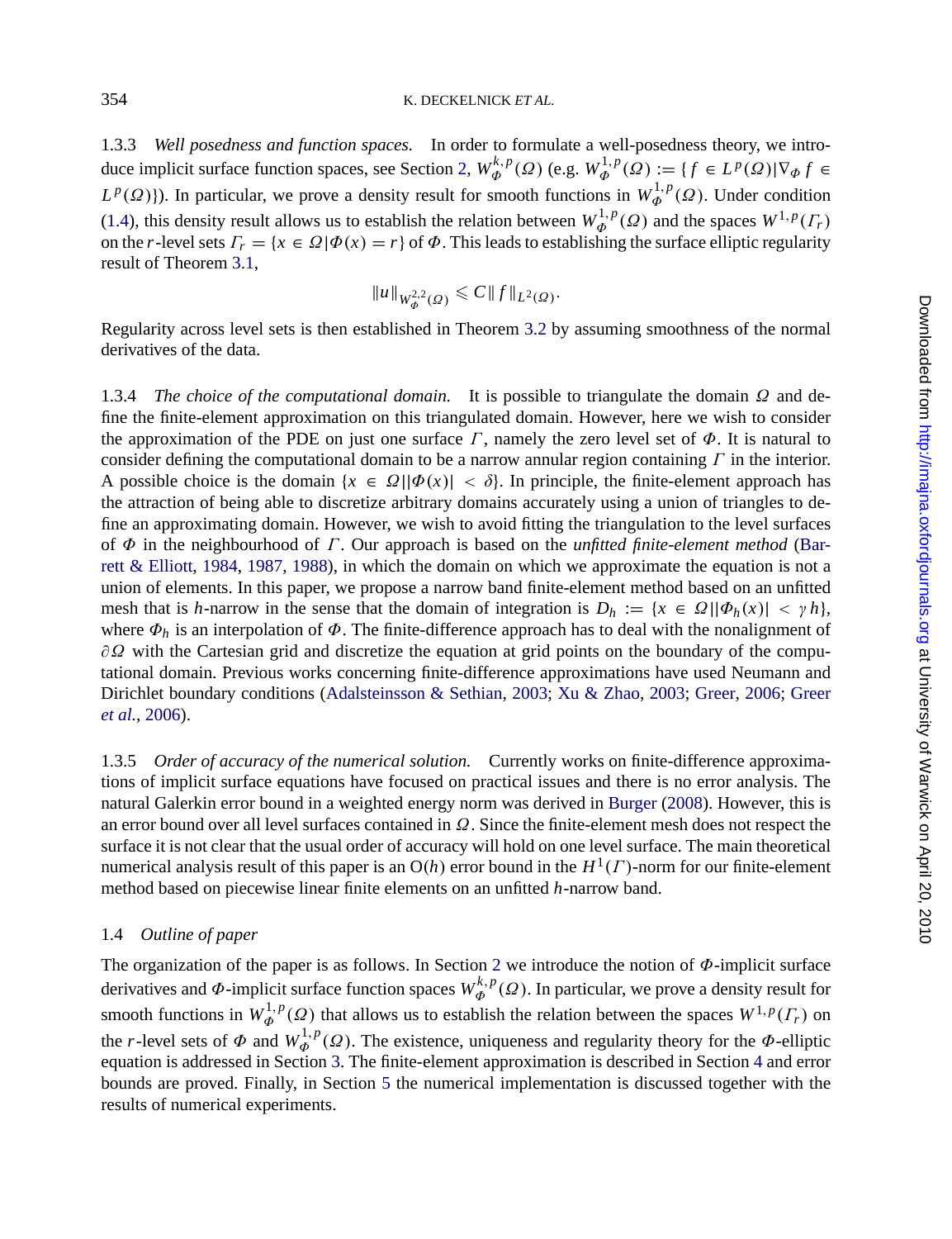1.3.3 *Well posedness and function spaces.* In order to formulate a well-posedness theory, we introduce implicit surface function spaces, see Section 2, $W_{\Phi}^{k,p}(\Omega)$ (e.g. $W_{\Phi}^{1,p}(\Omega) := \{f \in L^p(\Omega) | \nabla_{\Phi} f \in L^p(\Omega)\}$). In particular, we prove a density result for smooth functions in $W_{\Phi}^{1,p}(\Omega)$. Under condition (1.4), this density result allows us to establish the relation between $W_{\Phi}^{1,p}(\Omega)$ and the spaces $W^{1,p}(\Gamma_r)$ on the $r$-level sets $\Gamma_r = \{x \in \Omega | \Phi(x) = r\}$ of $\Phi$. This leads to establishing the surface elliptic regularity result of Theorem 3.1,

$$\|u\|_{W_{\Phi}^{2,2}(\Omega)} \leqslant C \|f\|_{L^2(\Omega)}.$$

Regularity across level sets is then established in Theorem 3.2 by assuming smoothness of the normal derivatives of the data.

1.3.4 *The choice of the computational domain.* It is possible to triangulate the domain $\Omega$ and define the finite-element approximation on this triangulated domain. However, here we wish to consider the approximation of the PDE on just one surface $\Gamma$, namely the zero level set of $\Phi$. It is natural to consider defining the computational domain to be a narrow annular region containing $\Gamma$ in the interior. A possible choice is the domain $\{x \in \Omega || \Phi(x)| < \delta\}$. In principle, the finite-element approach has the attraction of being able to discretize arbitrary domains accurately using a union of triangles to define an approximating domain. However, we wish to avoid fitting the triangulation to the level surfaces of $\Phi$ in the neighbourhood of $\Gamma$. Our approach is based on the *unfitted finite-element method* (Barrett & Elliott, 1984, 1987, 1988), in which the domain on which we approximate the equation is not a union of elements. In this paper, we propose a narrow band finite-element method based on an unfitted mesh that is $h$-narrow in the sense that the domain of integration is $D_h := \{x \in \Omega || \Phi_h(x)| < \gamma h\}$, where $\Phi_h$ is an interpolation of $\Phi$. The finite-difference approach has to deal with the nonalignment of $\partial\Omega$ with the Cartesian grid and discretize the equation at grid points on the boundary of the computational domain. Previous works concerning finite-difference approximations have used Neumann and Dirichlet boundary conditions (Adalsteinsson & Sethian, 2003; Xu & Zhao, 2003; Greer, 2006; Greer *et al.*, 2006).

1.3.5 *Order of accuracy of the numerical solution.* Currently works on finite-difference approximations of implicit surface equations have focused on practical issues and there is no error analysis. The natural Galerkin error bound in a weighted energy norm was derived in Burger (2008). However, this is an error bound over all level surfaces contained in $\Omega$. Since the finite-element mesh does not respect the surface it is not clear that the usual order of accuracy will hold on one level surface. The main theoretical numerical analysis result of this paper is an $\mathrm{O}(h)$ error bound in the $H^1(\Gamma)$-norm for our finite-element method based on piecewise linear finite elements on an unfitted $h$-narrow band.

### 1.4 *Outline of paper*

The organization of the paper is as follows. In Section 2 we introduce the notion of $\Phi$-implicit surface derivatives and $\Phi$-implicit surface function spaces $W_{\Phi}^{k,p}(\Omega)$. In particular, we prove a density result for smooth functions in $W_{\Phi}^{1,p}(\Omega)$ that allows us to establish the relation between the spaces $W^{1,p}(\Gamma_r)$ on the $r$-level sets of $\Phi$ and $W_{\Phi}^{1,p}(\Omega)$. The existence, uniqueness and regularity theory for the $\Phi$-elliptic equation is addressed in Section 3. The finite-element approximation is described in Section 4 and error bounds are proved. Finally, in Section 5 the numerical implementation is discussed together with the results of numerical experiments.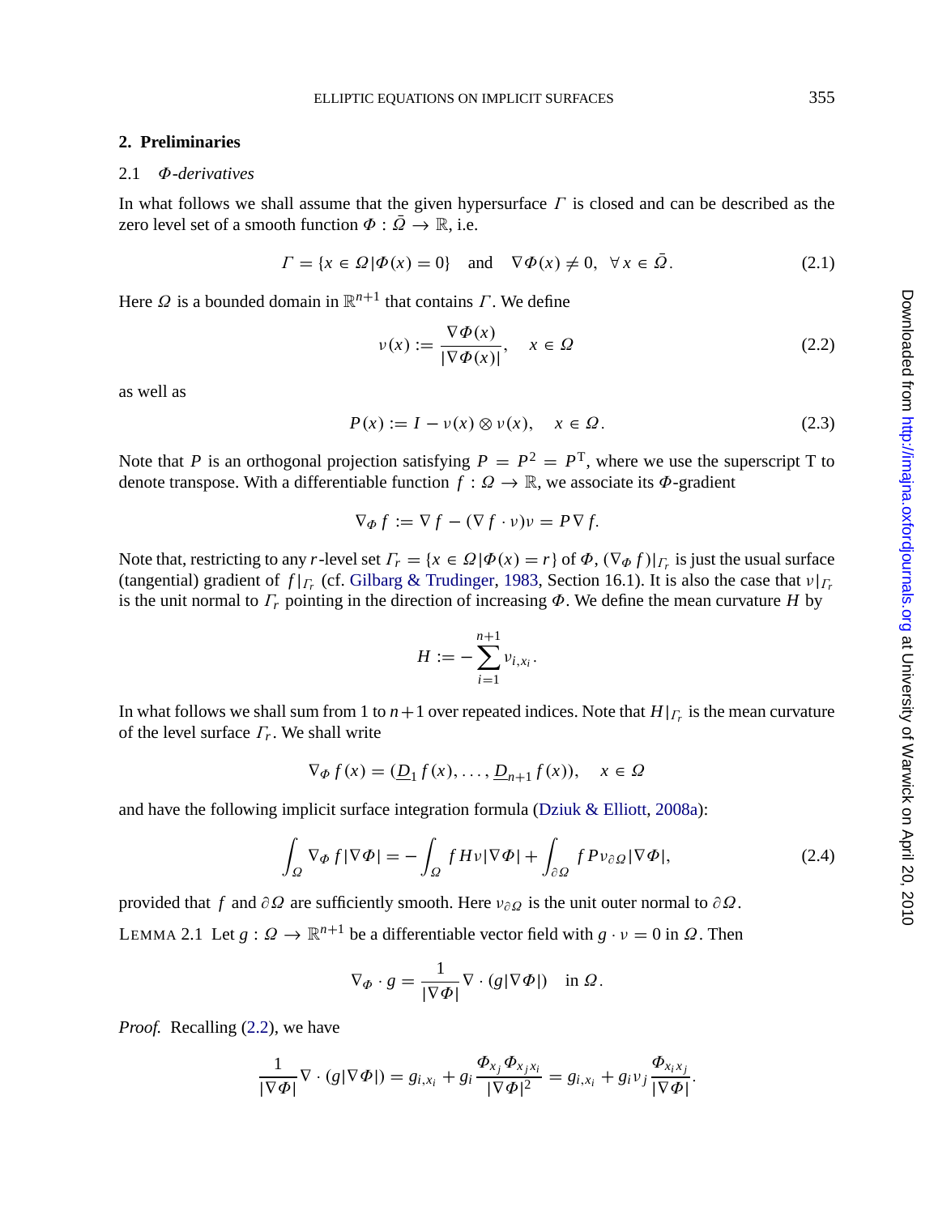## 2. Preliminaries

### 2.1 $\Phi$-*derivatives*

In what follows we shall assume that the given hypersurface $\Gamma$ is closed and can be described as the zero level set of a smooth function $\Phi : \bar{\Omega} \to \mathbb{R}$, i.e.

$$\Gamma = \{x \in \Omega | \Phi(x) = 0\} \quad \text{and} \quad \nabla \Phi(x) \neq 0, \ \forall\, x \in \bar{\Omega}. \tag{2.1}$$

Here $\Omega$ is a bounded domain in $\mathbb{R}^{n+1}$ that contains $\Gamma$. We define

$$\nu(x) := \frac{\nabla \Phi(x)}{|\nabla \Phi(x)|}, \quad x \in \Omega \tag{2.2}$$

as well as

$$P(x) := I - \nu(x) \otimes \nu(x), \quad x \in \Omega. \tag{2.3}$$

Note that $P$ is an orthogonal projection satisfying $P = P^2 = P^{\mathrm{T}}$, where we use the superscript T to denote transpose. With a differentiable function $f : \Omega \to \mathbb{R}$, we associate its $\Phi$-gradient

$$\nabla_\Phi f := \nabla f - (\nabla f \cdot \nu)\nu = P \nabla f.$$

Note that, restricting to any $r$-level set $\Gamma_r = \{x \in \Omega | \Phi(x) = r\}$ of $\Phi$, $(\nabla_\Phi f)|_{\Gamma_r}$ is just the usual surface (tangential) gradient of $f|_{\Gamma_r}$ (cf. Gilbarg & Trudinger, 1983, Section 16.1). It is also the case that $\nu|_{\Gamma_r}$ is the unit normal to $\Gamma_r$ pointing in the direction of increasing $\Phi$. We define the mean curvature $H$ by

$$H := -\sum_{i=1}^{n+1} \nu_{i,x_i}.$$

In what follows we shall sum from 1 to $n+1$ over repeated indices. Note that $H|_{\Gamma_r}$ is the mean curvature of the level surface $\Gamma_r$. We shall write

$$\nabla_\Phi f(x) = (\underline{D}_1 f(x), \ldots, \underline{D}_{n+1} f(x)), \quad x \in \Omega$$

and have the following implicit surface integration formula (Dziuk & Elliott, 2008a):

$$\int_\Omega \nabla_\Phi f |\nabla \Phi| = -\int_\Omega f H \nu |\nabla \Phi| + \int_{\partial\Omega} f P \nu_{\partial\Omega} |\nabla \Phi|, \tag{2.4}$$

provided that $f$ and $\partial\Omega$ are sufficiently smooth. Here $\nu_{\partial\Omega}$ is the unit outer normal to $\partial\Omega$.

LEMMA 2.1 Let $g : \Omega \to \mathbb{R}^{n+1}$ be a differentiable vector field with $g \cdot \nu = 0$ in $\Omega$. Then

$$\nabla_\Phi \cdot g = \frac{1}{|\nabla \Phi|} \nabla \cdot (g |\nabla \Phi|) \quad \text{in } \Omega.$$

*Proof.* Recalling (2.2), we have

$$\frac{1}{|\nabla \Phi|} \nabla \cdot (g |\nabla \Phi|) = g_{i,x_i} + g_i \frac{\Phi_{x_j} \Phi_{x_j x_i}}{|\nabla \Phi|^2} = g_{i,x_i} + g_i \nu_j \frac{\Phi_{x_i x_j}}{|\nabla \Phi|}.$$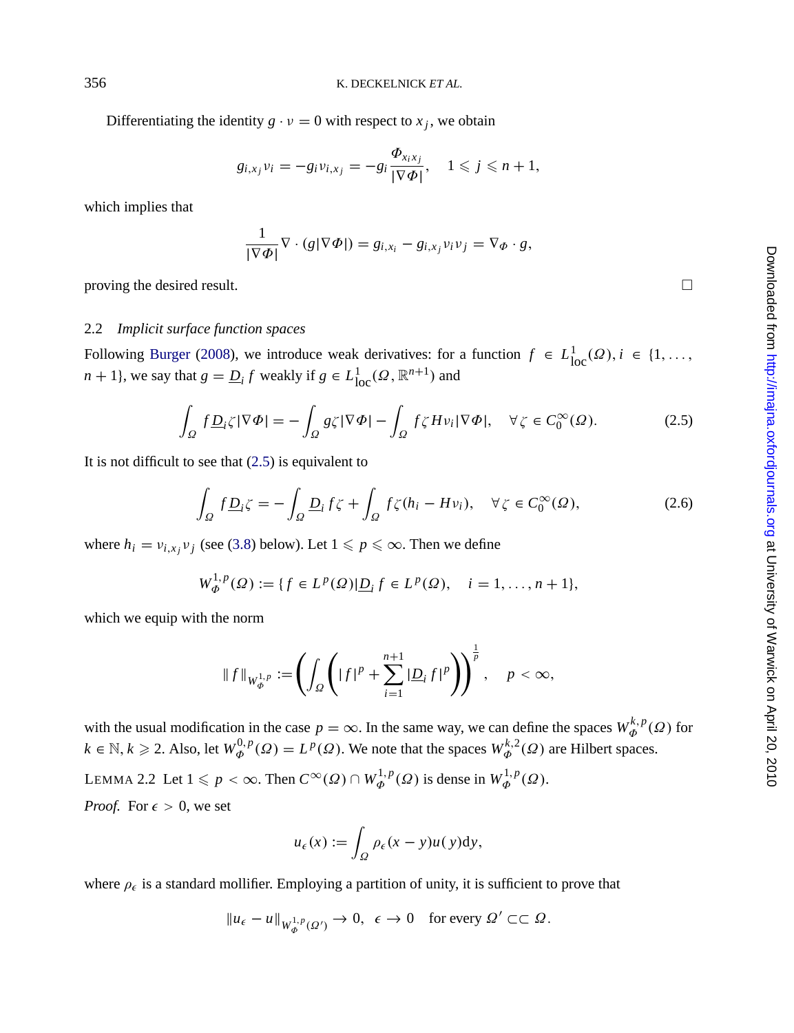Differentiating the identity $g \cdot \nu = 0$ with respect to $x_j$, we obtain

$$g_{i,x_j} \nu_i = -g_i \nu_{i,x_j} = -g_i \frac{\Phi_{x_i x_j}}{|\nabla \Phi|}, \quad 1 \leqslant j \leqslant n+1,$$

which implies that

$$\frac{1}{|\nabla \Phi|} \nabla \cdot (g |\nabla \Phi|) = g_{i,x_i} - g_{i,x_j} \nu_i \nu_j = \nabla_\Phi \cdot g,$$

proving the desired result. □

### 2.2 *Implicit surface function spaces*

Following Burger (2008), we introduce weak derivatives: for a function $f \in L^1_{\text{loc}}(\Omega)$, $i \in \{1, \ldots, n+1\}$, we say that $g = \underline{D}_i f$ weakly if $g \in L^1_{\text{loc}}(\Omega, \mathbb{R}^{n+1})$ and

$$\int_\Omega f \underline{D}_i \zeta |\nabla \Phi| = -\int_\Omega g \zeta |\nabla \Phi| - \int_\Omega f \zeta H \nu_i |\nabla \Phi|, \quad \forall \zeta \in C_0^\infty(\Omega). \tag{2.5}$$

It is not difficult to see that (2.5) is equivalent to

$$\int_\Omega f \underline{D}_i \zeta = -\int_\Omega \underline{D}_i f \zeta + \int_\Omega f \zeta (h_i - H \nu_i), \quad \forall \zeta \in C_0^\infty(\Omega), \tag{2.6}$$

where $h_i = \nu_{i,x_j} \nu_j$ (see (3.8) below). Let $1 \leqslant p \leqslant \infty$. Then we define

$$W^{1,p}_\Phi(\Omega) := \{ f \in L^p(\Omega) | \underline{D}_i f \in L^p(\Omega), \quad i = 1, \ldots, n+1 \},$$

which we equip with the norm

$$\| f \|_{W^{1,p}_\Phi} := \left( \int_\Omega \left( |f|^p + \sum_{i=1}^{n+1} |\underline{D}_i f|^p \right) \right)^{\frac{1}{p}}, \quad p < \infty,$$

with the usual modification in the case $p = \infty$. In the same way, we can define the spaces $W^{k,p}_\Phi(\Omega)$ for $k \in \mathbb{N}, k \geqslant 2$. Also, let $W^{0,p}_\Phi(\Omega) = L^p(\Omega)$. We note that the spaces $W^{k,2}_\Phi(\Omega)$ are Hilbert spaces.

LEMMA 2.2 Let $1 \leqslant p < \infty$. Then $C^\infty(\Omega) \cap W^{1,p}_\Phi(\Omega)$ is dense in $W^{1,p}_\Phi(\Omega)$.

*Proof.* For $\epsilon > 0$, we set

$$u_\epsilon(x) := \int_\Omega \rho_\epsilon(x - y) u(y) \mathrm{d}y,$$

where $\rho_\epsilon$ is a standard mollifier. Employing a partition of unity, it is sufficient to prove that

$$\| u_\epsilon - u \|_{W^{1,p}_\Phi(\Omega')} \to 0, \;\; \epsilon \to 0 \quad \text{for every } \Omega' \subset\subset \Omega.$$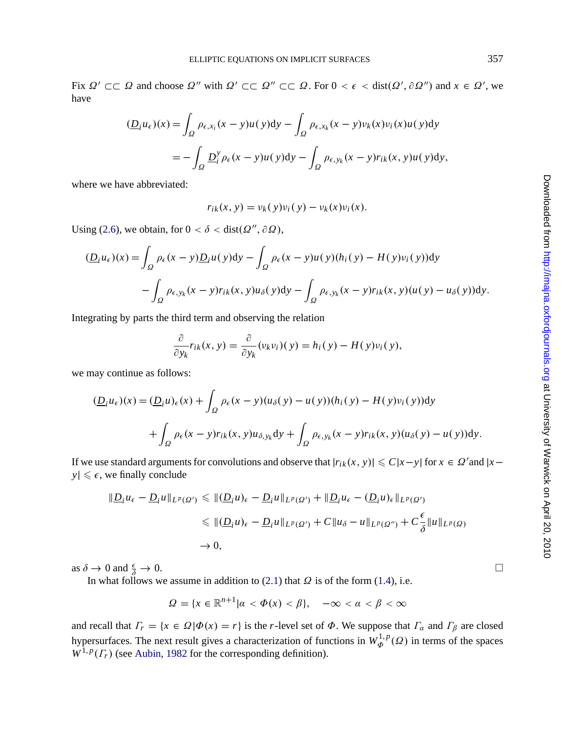Fix $\Omega' \subset\subset \Omega$ and choose $\Omega''$ with $\Omega' \subset\subset \Omega'' \subset\subset \Omega$. For $0 < \epsilon < \mathrm{dist}(\Omega', \partial\Omega'')$ and $x \in \Omega'$, we have

$$
\begin{aligned}
(\underline{D}_i u_\epsilon)(x) &= \int_\Omega \rho_{\epsilon,x_i}(x-y)u(y)\mathrm{d}y - \int_\Omega \rho_{\epsilon,x_k}(x-y)\nu_k(x)\nu_i(x)u(y)\mathrm{d}y \\
&= -\int_\Omega \underline{D}_i^y \rho_\epsilon(x-y)u(y)\mathrm{d}y - \int_\Omega \rho_{\epsilon,y_k}(x-y)r_{ik}(x,y)u(y)\mathrm{d}y,
\end{aligned}
$$

where we have abbreviated:

$$
r_{ik}(x,y) = \nu_k(y)\nu_i(y) - \nu_k(x)\nu_i(x).
$$

Using (2.6), we obtain, for $0 < \delta < \mathrm{dist}(\Omega'', \partial\Omega)$,

$$
\begin{aligned}
(\underline{D}_i u_\epsilon)(x) &= \int_\Omega \rho_\epsilon(x-y)\underline{D}_i u(y)\mathrm{d}y - \int_\Omega \rho_\epsilon(x-y)u(y)(h_i(y) - H(y)\nu_i(y))\mathrm{d}y \\
&\quad - \int_\Omega \rho_{\epsilon,y_k}(x-y)r_{ik}(x,y)u_\delta(y)\mathrm{d}y - \int_\Omega \rho_{\epsilon,y_k}(x-y)r_{ik}(x,y)(u(y) - u_\delta(y))\mathrm{d}y.
\end{aligned}
$$

Integrating by parts the third term and observing the relation

$$
\frac{\partial}{\partial y_k} r_{ik}(x,y) = \frac{\partial}{\partial y_k}(\nu_k \nu_i)(y) = h_i(y) - H(y)\nu_i(y),
$$

we may continue as follows:

$$
\begin{aligned}
(\underline{D}_i u_\epsilon)(x) &= (\underline{D}_i u)_\epsilon(x) + \int_\Omega \rho_\epsilon(x-y)(u_\delta(y) - u(y))(h_i(y) - H(y)\nu_i(y))\mathrm{d}y \\
&\quad + \int_\Omega \rho_\epsilon(x-y)r_{ik}(x,y)u_{\delta,y_k}\mathrm{d}y + \int_\Omega \rho_{\epsilon,y_k}(x-y)r_{ik}(x,y)(u_\delta(y) - u(y))\mathrm{d}y.
\end{aligned}
$$

If we use standard arguments for convolutions and observe that $|r_{ik}(x,y)| \leqslant C|x-y|$ for $x \in \Omega'$ and $|x - y| \leqslant \epsilon$, we finally conclude

$$
\begin{aligned}
\|\underline{D}_i u_\epsilon - \underline{D}_i u\|_{L^p(\Omega')} &\leqslant \|(\underline{D}_i u)_\epsilon - \underline{D}_i u\|_{L^p(\Omega')} + \|\underline{D}_i u_\epsilon - (\underline{D}_i u)_\epsilon\|_{L^p(\Omega')} \\
&\leqslant \|(\underline{D}_i u)_\epsilon - \underline{D}_i u\|_{L^p(\Omega')} + C\|u_\delta - u\|_{L^p(\Omega'')} + C\frac{\epsilon}{\delta}\|u\|_{L^p(\Omega)} \\
&\to 0,
\end{aligned}
$$

as $\delta \to 0$ and $\frac{\epsilon}{\delta} \to 0$. $\square$

In what follows we assume in addition to (2.1) that $\Omega$ is of the form (1.4), i.e.

$$
\Omega = \{x \in \mathbb{R}^{n+1} | \alpha < \Phi(x) < \beta\}, \quad -\infty < \alpha < \beta < \infty
$$

and recall that $\Gamma_r = \{x \in \Omega | \Phi(x) = r\}$ is the $r$-level set of $\Phi$. We suppose that $\Gamma_\alpha$ and $\Gamma_\beta$ are closed hypersurfaces. The next result gives a characterization of functions in $W_\Phi^{1,p}(\Omega)$ in terms of the spaces $W^{1,p}(\Gamma_r)$ (see Aubin, 1982 for the corresponding definition).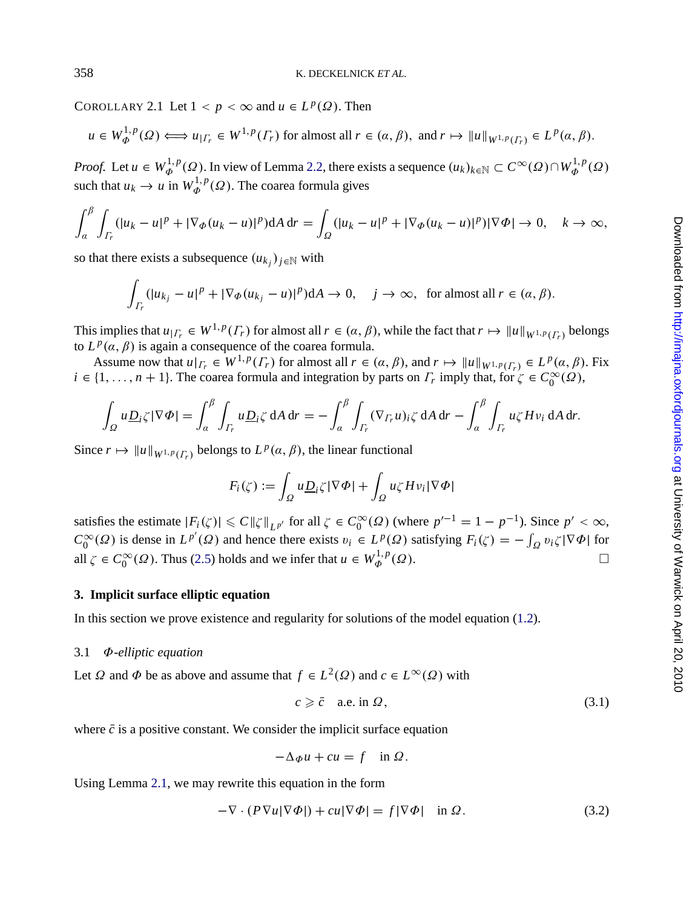Corollary 2.1 Let $1 < p < \infty$ and $u \in L^p(\Omega)$. Then

$$u \in W^{1,p}_{\Phi}(\Omega) \iff u_{|\Gamma_r} \in W^{1,p}(\Gamma_r) \text{ for almost all } r \in (\alpha, \beta), \text{ and } r \mapsto \|u\|_{W^{1,p}(\Gamma_r)} \in L^p(\alpha, \beta).$$

*Proof.* Let $u \in W^{1,p}_{\Phi}(\Omega)$. In view of Lemma 2.2, there exists a sequence $(u_k)_{k\in\mathbb{N}} \subset C^\infty(\Omega) \cap W^{1,p}_{\Phi}(\Omega)$ such that $u_k \to u$ in $W^{1,p}_{\Phi}(\Omega)$. The coarea formula gives

$$\int_\alpha^\beta \int_{\Gamma_r} (|u_k - u|^p + |\nabla_\Phi(u_k - u)|^p) \mathrm{d}A \, \mathrm{d}r = \int_\Omega (|u_k - u|^p + |\nabla_\Phi(u_k - u)|^p)|\nabla\Phi| \to 0, \quad k \to \infty,$$

so that there exists a subsequence $(u_{k_j})_{j\in\mathbb{N}}$ with

$$\int_{\Gamma_r} (|u_{k_j} - u|^p + |\nabla_\Phi(u_{k_j} - u)|^p) \mathrm{d}A \to 0, \quad j \to \infty, \text{ for almost all } r \in (\alpha, \beta).$$

This implies that $u_{|\Gamma_r} \in W^{1,p}(\Gamma_r)$ for almost all $r \in (\alpha, \beta)$, while the fact that $r \mapsto \|u\|_{W^{1,p}(\Gamma_r)}$ belongs to $L^p(\alpha, \beta)$ is again a consequence of the coarea formula.

Assume now that $u|_{\Gamma_r} \in W^{1,p}(\Gamma_r)$ for almost all $r \in (\alpha, \beta)$, and $r \mapsto \|u\|_{W^{1,p}(\Gamma_r)} \in L^p(\alpha, \beta)$. Fix $i \in \{1, \ldots, n+1\}$. The coarea formula and integration by parts on $\Gamma_r$ imply that, for $\zeta \in C_0^\infty(\Omega)$,

$$\int_\Omega u \underline{D}_i \zeta |\nabla\Phi| = \int_\alpha^\beta \int_{\Gamma_r} u \underline{D}_i \zeta \, \mathrm{d}A \, \mathrm{d}r = -\int_\alpha^\beta \int_{\Gamma_r} (\nabla_{\Gamma_r} u)_i \zeta \, \mathrm{d}A \, \mathrm{d}r - \int_\alpha^\beta \int_{\Gamma_r} u \zeta H \nu_i \, \mathrm{d}A \, \mathrm{d}r.$$

Since $r \mapsto \|u\|_{W^{1,p}(\Gamma_r)}$ belongs to $L^p(\alpha, \beta)$, the linear functional

$$F_i(\zeta) := \int_\Omega u \underline{D}_i \zeta |\nabla\Phi| + \int_\Omega u \zeta H \nu_i |\nabla\Phi|$$

satisfies the estimate $|F_i(\zeta)| \leqslant C\|\zeta\|_{L^{p'}}$ for all $\zeta \in C_0^\infty(\Omega)$ (where $p'^{-1} = 1 - p^{-1}$). Since $p' < \infty$, $C_0^\infty(\Omega)$ is dense in $L^{p'}(\Omega)$ and hence there exists $v_i \in L^p(\Omega)$ satisfying $F_i(\zeta) = -\int_\Omega v_i \zeta |\nabla\Phi|$ for all $\zeta \in C_0^\infty(\Omega)$. Thus (2.5) holds and we infer that $u \in W^{1,p}_{\Phi}(\Omega)$. □

## 3. Implicit surface elliptic equation

In this section we prove existence and regularity for solutions of the model equation (1.2).

### 3.1 *Φ-elliptic equation*

Let $\Omega$ and $\Phi$ be as above and assume that $f \in L^2(\Omega)$ and $c \in L^\infty(\Omega)$ with

$$c \geqslant \bar{c} \quad \text{a.e. in } \Omega, \tag{3.1}$$

where $\bar{c}$ is a positive constant. We consider the implicit surface equation

$$-\Delta_\Phi u + cu = f \quad \text{in } \Omega.$$

Using Lemma 2.1, we may rewrite this equation in the form

$$-\nabla \cdot (P\nabla u|\nabla\Phi|) + cu|\nabla\Phi| = f|\nabla\Phi| \quad \text{in } \Omega. \tag{3.2}$$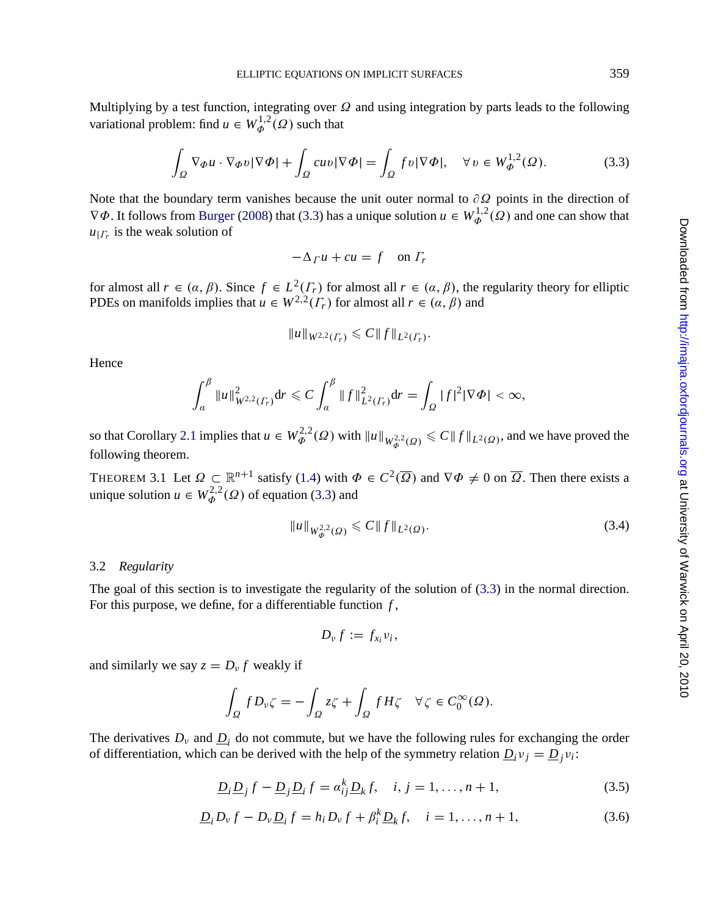Multiplying by a test function, integrating over $\Omega$ and using integration by parts leads to the following variational problem: find $u \in W^{1,2}_{\Phi}(\Omega)$ such that

$$\int_{\Omega} \nabla_{\Phi} u \cdot \nabla_{\Phi} v |\nabla \Phi| + \int_{\Omega} c u v |\nabla \Phi| = \int_{\Omega} f v |\nabla \Phi|, \quad \forall\, v \in W^{1,2}_{\Phi}(\Omega). \tag{3.3}$$

Note that the boundary term vanishes because the unit outer normal to $\partial\Omega$ points in the direction of $\nabla\Phi$. It follows from Burger (2008) that (3.3) has a unique solution $u \in W^{1,2}_{\Phi}(\Omega)$ and one can show that $u_{|\Gamma_r}$ is the weak solution of

$$-\Delta_{\Gamma} u + cu = f \quad \text{on } \Gamma_r$$

for almost all $r \in (\alpha, \beta)$. Since $f \in L^2(\Gamma_r)$ for almost all $r \in (\alpha, \beta)$, the regularity theory for elliptic PDEs on manifolds implies that $u \in W^{2,2}(\Gamma_r)$ for almost all $r \in (\alpha, \beta)$ and

$$\|u\|_{W^{2,2}(\Gamma_r)} \leqslant C \|f\|_{L^2(\Gamma_r)}.$$

Hence

$$\int_{\alpha}^{\beta} \|u\|^2_{W^{2,2}(\Gamma_r)} \mathrm{d}r \leqslant C \int_{\alpha}^{\beta} \|f\|^2_{L^2(\Gamma_r)} \mathrm{d}r = \int_{\Omega} |f|^2 |\nabla \Phi| < \infty,$$

so that Corollary 2.1 implies that $u \in W^{2,2}_{\Phi}(\Omega)$ with $\|u\|_{W^{2,2}_{\Phi}(\Omega)} \leqslant C\|f\|_{L^2(\Omega)}$, and we have proved the following theorem.

THEOREM 3.1 Let $\Omega \subset \mathbb{R}^{n+1}$ satisfy (1.4) with $\Phi \in C^2(\overline{\Omega})$ and $\nabla\Phi \neq 0$ on $\overline{\Omega}$. Then there exists a unique solution $u \in W^{2,2}_{\Phi}(\Omega)$ of equation (3.3) and

$$\|u\|_{W^{2,2}_{\Phi}(\Omega)} \leqslant C \|f\|_{L^2(\Omega)}. \tag{3.4}$$

### 3.2 *Regularity*

The goal of this section is to investigate the regularity of the solution of (3.3) in the normal direction. For this purpose, we define, for a differentiable function $f$,

$$D_{\nu} f := f_{x_i} \nu_i,$$

and similarly we say $z = D_{\nu} f$ weakly if

$$\int_{\Omega} f D_{\nu} \zeta = -\int_{\Omega} z \zeta + \int_{\Omega} f H \zeta \quad \forall\, \zeta \in C_0^{\infty}(\Omega).$$

The derivatives $D_{\nu}$ and $\underline{D}_i$ do not commute, but we have the following rules for exchanging the order of differentiation, which can be derived with the help of the symmetry relation $\underline{D}_i \nu_j = \underline{D}_j \nu_i$:

$$\underline{D}_i \underline{D}_j f - \underline{D}_j \underline{D}_i f = \alpha^k_{ij} \underline{D}_k f, \quad i, j = 1, \ldots, n+1, \tag{3.5}$$

$$\underline{D}_i D_{\nu} f - D_{\nu} \underline{D}_i f = h_i D_{\nu} f + \beta^k_i \underline{D}_k f, \quad i = 1, \ldots, n+1, \tag{3.6}$$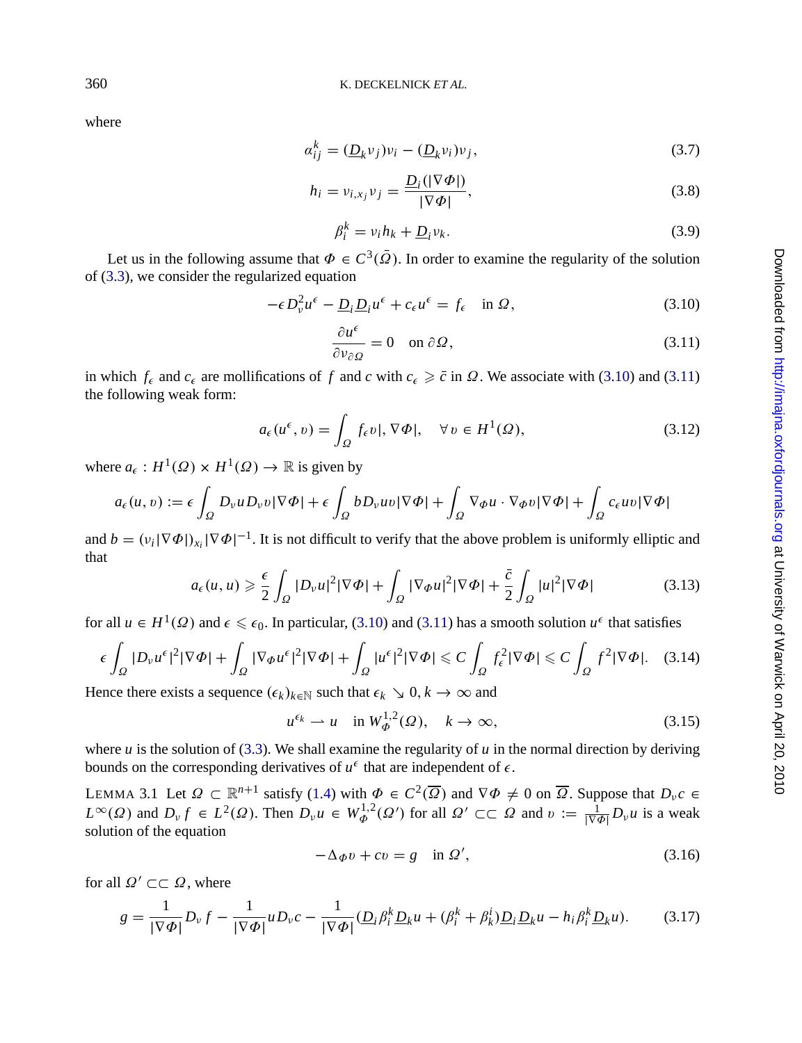where

$$\alpha_{ij}^k = (\underline{D}_k \nu_j)\nu_i - (\underline{D}_k \nu_i)\nu_j, \tag{3.7}$$

$$h_i = \nu_{i,x_j}\nu_j = \frac{\underline{D}_i(|\nabla \Phi|)}{|\nabla \Phi|}, \tag{3.8}$$

$$\beta_i^k = \nu_i h_k + \underline{D}_i \nu_k. \tag{3.9}$$

Let us in the following assume that $\Phi \in C^3(\bar{\Omega})$. In order to examine the regularity of the solution of (3.3), we consider the regularized equation

$$-\epsilon D_\nu^2 u^\epsilon - \underline{D}_i \underline{D}_i u^\epsilon + c_\epsilon u^\epsilon = f_\epsilon \quad \text{in } \Omega, \tag{3.10}$$

$$\frac{\partial u^\epsilon}{\partial \nu_{\partial\Omega}} = 0 \quad \text{on } \partial\Omega, \tag{3.11}$$

in which $f_\epsilon$ and $c_\epsilon$ are mollifications of $f$ and $c$ with $c_\epsilon \geqslant \bar{c}$ in $\Omega$. We associate with (3.10) and (3.11) the following weak form:

$$a_\epsilon(u^\epsilon, v) = \int_\Omega f_\epsilon v|, \nabla\Phi|, \quad \forall\, v \in H^1(\Omega), \tag{3.12}$$

where $a_\epsilon : H^1(\Omega) \times H^1(\Omega) \to \mathbb{R}$ is given by

$$a_\epsilon(u, v) := \epsilon \int_\Omega D_\nu u D_\nu v |\nabla\Phi| + \epsilon \int_\Omega b D_\nu u v |\nabla\Phi| + \int_\Omega \nabla_\Phi u \cdot \nabla_\Phi v |\nabla\Phi| + \int_\Omega c_\epsilon u v |\nabla\Phi|$$

and $b = (\nu_i |\nabla\Phi|)_{x_i} |\nabla\Phi|^{-1}$. It is not difficult to verify that the above problem is uniformly elliptic and that

$$a_\epsilon(u, u) \geqslant \frac{\epsilon}{2}\int_\Omega |D_\nu u|^2 |\nabla\Phi| + \int_\Omega |\nabla_\Phi u|^2 |\nabla\Phi| + \frac{\bar{c}}{2}\int_\Omega |u|^2 |\nabla\Phi| \tag{3.13}$$

for all $u \in H^1(\Omega)$ and $\epsilon \leqslant \epsilon_0$. In particular, (3.10) and (3.11) has a smooth solution $u^\epsilon$ that satisfies

$$\epsilon \int_\Omega |D_\nu u^\epsilon|^2 |\nabla\Phi| + \int_\Omega |\nabla_\Phi u^\epsilon|^2 |\nabla\Phi| + \int_\Omega |u^\epsilon|^2 |\nabla\Phi| \leqslant C \int_\Omega f_\epsilon^2 |\nabla\Phi| \leqslant C \int_\Omega f^2 |\nabla\Phi|. \tag{3.14}$$

Hence there exists a sequence $(\epsilon_k)_{k\in\mathbb{N}}$ such that $\epsilon_k \searrow 0, k \to \infty$ and

$$u^{\epsilon_k} \rightharpoonup u \quad \text{in } W_\Phi^{1,2}(\Omega), \quad k \to \infty, \tag{3.15}$$

where $u$ is the solution of (3.3). We shall examine the regularity of $u$ in the normal direction by deriving bounds on the corresponding derivatives of $u^\epsilon$ that are independent of $\epsilon$.

LEMMA 3.1 Let $\Omega \subset \mathbb{R}^{n+1}$ satisfy (1.4) with $\Phi \in C^2(\overline{\Omega})$ and $\nabla\Phi \neq 0$ on $\overline{\Omega}$. Suppose that $D_\nu c \in L^\infty(\Omega)$ and $D_\nu f \in L^2(\Omega)$. Then $D_\nu u \in W_\Phi^{1,2}(\Omega')$ for all $\Omega' \subset\subset \Omega$ and $v := \frac{1}{|\nabla\Phi|} D_\nu u$ is a weak solution of the equation

$$-\Delta_\Phi v + cv = g \quad \text{in } \Omega', \tag{3.16}$$

for all $\Omega' \subset\subset \Omega$, where

$$g = \frac{1}{|\nabla\Phi|} D_\nu f - \frac{1}{|\nabla\Phi|} u D_\nu c - \frac{1}{|\nabla\Phi|}(\underline{D}_i \beta_i^k \underline{D}_k u + (\beta_i^k + \beta_k^i)\underline{D}_i \underline{D}_k u - h_i \beta_i^k \underline{D}_k u). \tag{3.17}$$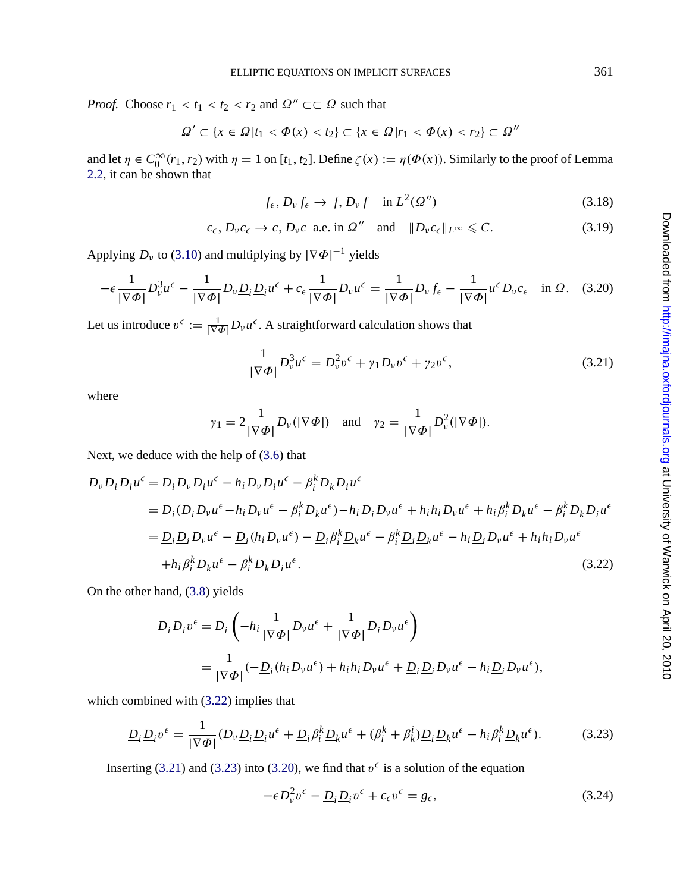*Proof.* Choose $r_1 < t_1 < t_2 < r_2$ and $\Omega'' \subset\subset \Omega$ such that

$$\Omega' \subset \{x \in \Omega | t_1 < \Phi(x) < t_2\} \subset \{x \in \Omega | r_1 < \Phi(x) < r_2\} \subset \Omega''$$

and let $\eta \in C_0^\infty(r_1, r_2)$ with $\eta = 1$ on $[t_1, t_2]$. Define $\zeta(x) := \eta(\Phi(x))$. Similarly to the proof of Lemma 2.2, it can be shown that

$$f_\epsilon, D_\nu f_\epsilon \to f, D_\nu f \quad \text{in } L^2(\Omega'') \tag{3.18}$$

$$c_\epsilon, D_\nu c_\epsilon \to c, D_\nu c \ \text{ a.e. in } \Omega'' \quad \text{and} \quad \|D_\nu c_\epsilon\|_{L^\infty} \leqslant C. \tag{3.19}$$

Applying $D_\nu$ to (3.10) and multiplying by $|\nabla\Phi|^{-1}$ yields

$$-\epsilon \frac{1}{|\nabla\Phi|} D_\nu^3 u^\epsilon - \frac{1}{|\nabla\Phi|} D_\nu \underline{D}_i \underline{D}_i u^\epsilon + c_\epsilon \frac{1}{|\nabla\Phi|} D_\nu u^\epsilon = \frac{1}{|\nabla\Phi|} D_\nu f_\epsilon - \frac{1}{|\nabla\Phi|} u^\epsilon D_\nu c_\epsilon \quad \text{in } \Omega. \tag{3.20}$$

Let us introduce $v^\epsilon := \frac{1}{|\nabla\Phi|} D_\nu u^\epsilon$. A straightforward calculation shows that

$$\frac{1}{|\nabla\Phi|} D_\nu^3 u^\epsilon = D_\nu^2 v^\epsilon + \gamma_1 D_\nu v^\epsilon + \gamma_2 v^\epsilon, \tag{3.21}$$

where

$$\gamma_1 = 2\frac{1}{|\nabla\Phi|} D_\nu(|\nabla\Phi|) \quad \text{and} \quad \gamma_2 = \frac{1}{|\nabla\Phi|} D_\nu^2(|\nabla\Phi|).$$

Next, we deduce with the help of (3.6) that

$$\begin{aligned}
D_\nu \underline{D}_i \underline{D}_i u^\epsilon &= \underline{D}_i D_\nu \underline{D}_i u^\epsilon - h_i D_\nu \underline{D}_i u^\epsilon - \beta_i^k \underline{D}_k \underline{D}_i u^\epsilon \\
&= \underline{D}_i (\underline{D}_i D_\nu u^\epsilon - h_i D_\nu u^\epsilon - \beta_i^k \underline{D}_k u^\epsilon) - h_i \underline{D}_i D_\nu u^\epsilon + h_i h_i D_\nu u^\epsilon + h_i \beta_i^k \underline{D}_k u^\epsilon - \beta_i^k \underline{D}_k \underline{D}_i u^\epsilon \\
&= \underline{D}_i \underline{D}_i D_\nu u^\epsilon - \underline{D}_i (h_i D_\nu u^\epsilon) - \underline{D}_i \beta_i^k \underline{D}_k u^\epsilon - \beta_i^k \underline{D}_i \underline{D}_k u^\epsilon - h_i \underline{D}_i D_\nu u^\epsilon + h_i h_i D_\nu u^\epsilon \\
&\quad + h_i \beta_i^k \underline{D}_k u^\epsilon - \beta_i^k \underline{D}_k \underline{D}_i u^\epsilon.
\end{aligned} \tag{3.22}$$

On the other hand, (3.8) yields

$$\begin{aligned}
\underline{D}_i \underline{D}_i v^\epsilon &= \underline{D}_i \left( -h_i \frac{1}{|\nabla\Phi|} D_\nu u^\epsilon + \frac{1}{|\nabla\Phi|} \underline{D}_i D_\nu u^\epsilon \right) \\
&= \frac{1}{|\nabla\Phi|} (-\underline{D}_i (h_i D_\nu u^\epsilon) + h_i h_i D_\nu u^\epsilon + \underline{D}_i \underline{D}_i D_\nu u^\epsilon - h_i \underline{D}_i D_\nu u^\epsilon),
\end{aligned}$$

which combined with (3.22) implies that

$$\underline{D}_i \underline{D}_i v^\epsilon = \frac{1}{|\nabla\Phi|} (D_\nu \underline{D}_i \underline{D}_i u^\epsilon + \underline{D}_i \beta_i^k \underline{D}_k u^\epsilon + (\beta_i^k + \beta_k^i) \underline{D}_i \underline{D}_k u^\epsilon - h_i \beta_i^k \underline{D}_k u^\epsilon). \tag{3.23}$$

Inserting (3.21) and (3.23) into (3.20), we find that $v^\epsilon$ is a solution of the equation

$$-\epsilon D_\nu^2 v^\epsilon - \underline{D}_i \underline{D}_i v^\epsilon + c_\epsilon v^\epsilon = g_\epsilon, \tag{3.24}$$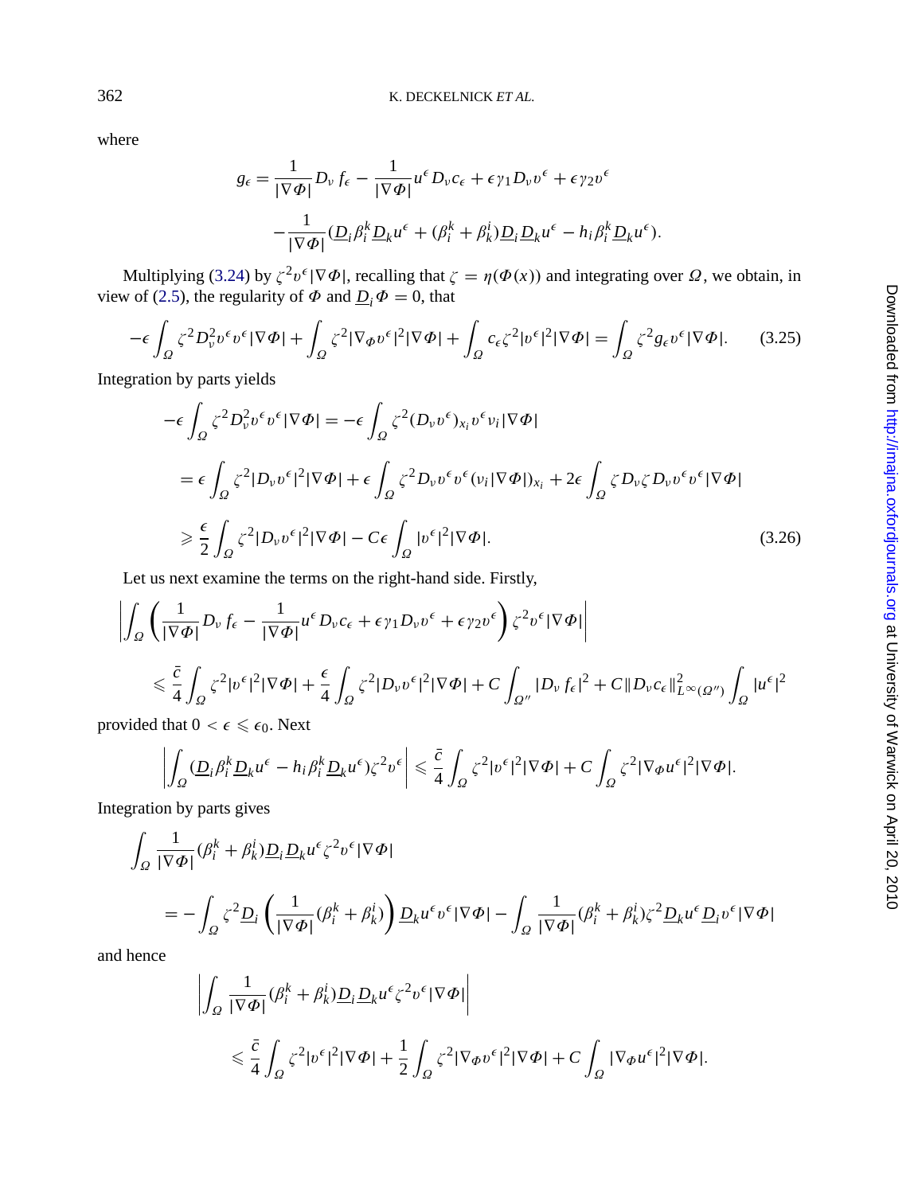where

$$g_\epsilon = \frac{1}{|\nabla \Phi|} D_\nu f_\epsilon - \frac{1}{|\nabla \Phi|} u^\epsilon D_\nu c_\epsilon + \epsilon \gamma_1 D_\nu v^\epsilon + \epsilon \gamma_2 v^\epsilon$$

$$- \frac{1}{|\nabla \Phi|} (\underline{D}_i \beta_i^k \underline{D}_k u^\epsilon + (\beta_i^k + \beta_k^i) \underline{D}_i \underline{D}_k u^\epsilon - h_i \beta_i^k \underline{D}_k u^\epsilon).$$

Multiplying (3.24) by $\zeta^2 v^\epsilon |\nabla \Phi|$, recalling that $\zeta = \eta(\Phi(x))$ and integrating over $\Omega$, we obtain, in view of (2.5), the regularity of $\Phi$ and $\underline{D}_i \Phi = 0$, that

$$-\epsilon \int_\Omega \zeta^2 D_\nu^2 v^\epsilon v^\epsilon |\nabla \Phi| + \int_\Omega \zeta^2 |\nabla_\Phi v^\epsilon|^2 |\nabla \Phi| + \int_\Omega c_\epsilon \zeta^2 |v^\epsilon|^2 |\nabla \Phi| = \int_\Omega \zeta^2 g_\epsilon v^\epsilon |\nabla \Phi|. \tag{3.25}$$

Integration by parts yields

$$\begin{aligned}
-\epsilon \int_\Omega \zeta^2 D_\nu^2 v^\epsilon v^\epsilon |\nabla \Phi| &= -\epsilon \int_\Omega \zeta^2 (D_\nu v^\epsilon)_{x_i} v^\epsilon \nu_i |\nabla \Phi| \\
&= \epsilon \int_\Omega \zeta^2 |D_\nu v^\epsilon|^2 |\nabla \Phi| + \epsilon \int_\Omega \zeta^2 D_\nu v^\epsilon v^\epsilon (\nu_i |\nabla \Phi|)_{x_i} + 2\epsilon \int_\Omega \zeta D_\nu \zeta D_\nu v^\epsilon v^\epsilon |\nabla \Phi| \\
&\geqslant \frac{\epsilon}{2} \int_\Omega \zeta^2 |D_\nu v^\epsilon|^2 |\nabla \Phi| - C\epsilon \int_\Omega |v^\epsilon|^2 |\nabla \Phi|.
\end{aligned} \tag{3.26}$$

Let us next examine the terms on the right-hand side. Firstly,

$$\left| \int_\Omega \left( \frac{1}{|\nabla \Phi|} D_\nu f_\epsilon - \frac{1}{|\nabla \Phi|} u^\epsilon D_\nu c_\epsilon + \epsilon \gamma_1 D_\nu v^\epsilon + \epsilon \gamma_2 v^\epsilon \right) \zeta^2 v^\epsilon |\nabla \Phi| \right|$$

$$\leqslant \frac{\bar{c}}{4} \int_\Omega \zeta^2 |v^\epsilon|^2 |\nabla \Phi| + \frac{\epsilon}{4} \int_\Omega \zeta^2 |D_\nu v^\epsilon|^2 |\nabla \Phi| + C \int_{\Omega''} |D_\nu f_\epsilon|^2 + C \|D_\nu c_\epsilon\|^2_{L^\infty(\Omega'')} \int_\Omega |u^\epsilon|^2$$

provided that $0 < \epsilon \leqslant \epsilon_0$. Next

$$\left| \int_\Omega (\underline{D}_i \beta_i^k \underline{D}_k u^\epsilon - h_i \beta_i^k \underline{D}_k u^\epsilon) \zeta^2 v^\epsilon \right| \leqslant \frac{\bar{c}}{4} \int_\Omega \zeta^2 |v^\epsilon|^2 |\nabla \Phi| + C \int_\Omega \zeta^2 |\nabla_\Phi u^\epsilon|^2 |\nabla \Phi|.$$

Integration by parts gives

$$\int_\Omega \frac{1}{|\nabla \Phi|} (\beta_i^k + \beta_k^i) \underline{D}_i \underline{D}_k u^\epsilon \zeta^2 v^\epsilon |\nabla \Phi|$$

$$= -\int_\Omega \zeta^2 \underline{D}_i \left( \frac{1}{|\nabla \Phi|} (\beta_i^k + \beta_k^i) \right) \underline{D}_k u^\epsilon v^\epsilon |\nabla \Phi| - \int_\Omega \frac{1}{|\nabla \Phi|} (\beta_i^k + \beta_k^i) \zeta^2 \underline{D}_k u^\epsilon \underline{D}_i v^\epsilon |\nabla \Phi|$$

and hence

$$\left| \int_\Omega \frac{1}{|\nabla \Phi|} (\beta_i^k + \beta_k^i) \underline{D}_i \underline{D}_k u^\epsilon \zeta^2 v^\epsilon |\nabla \Phi| \right|$$

$$\leqslant \frac{\bar{c}}{4} \int_\Omega \zeta^2 |v^\epsilon|^2 |\nabla \Phi| + \frac{1}{2} \int_\Omega \zeta^2 |\nabla_\Phi v^\epsilon|^2 |\nabla \Phi| + C \int_\Omega |\nabla_\Phi u^\epsilon|^2 |\nabla \Phi|.$$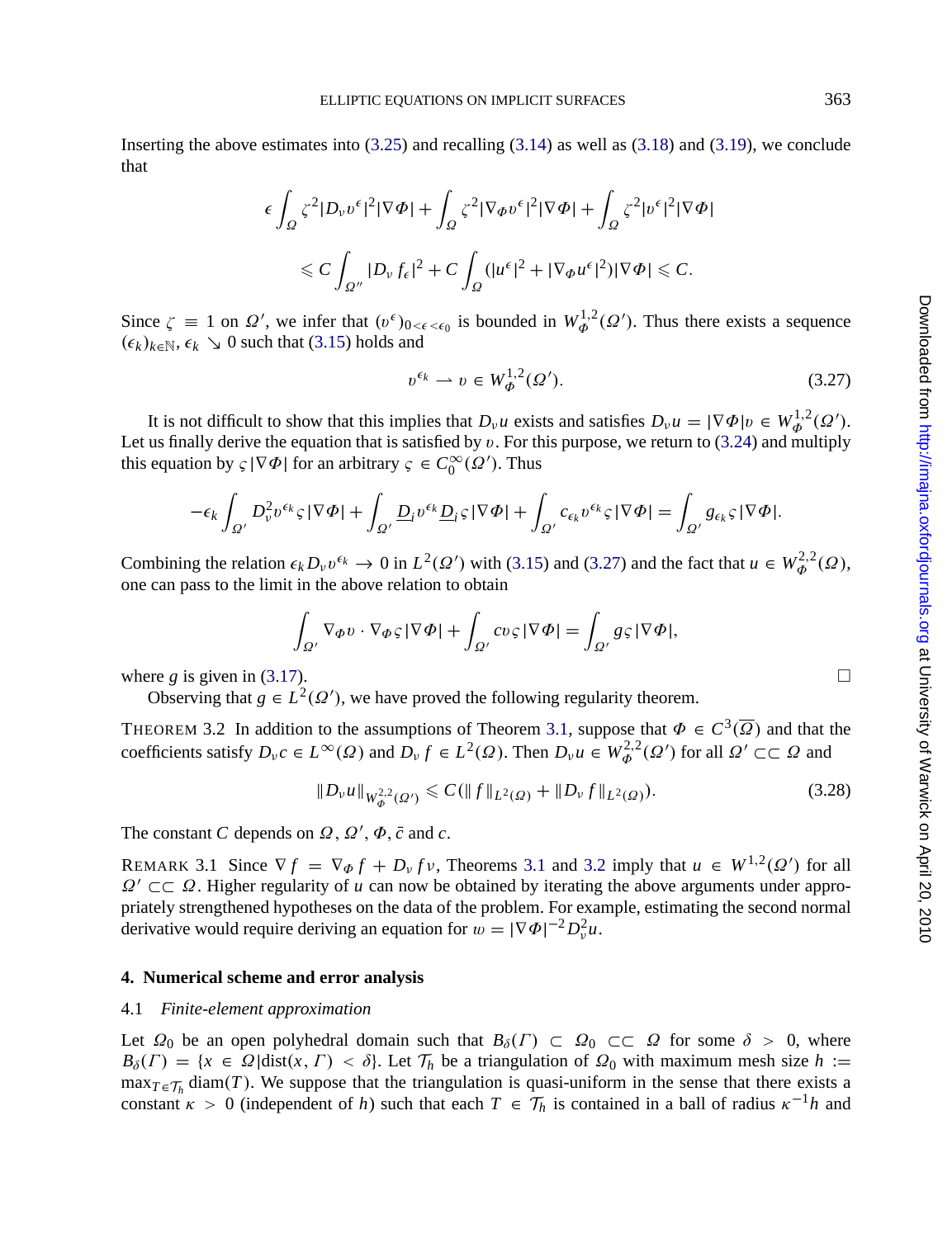Inserting the above estimates into (3.25) and recalling (3.14) as well as (3.18) and (3.19), we conclude that

$$\epsilon \int_\Omega \zeta^2 |D_\nu v^\epsilon|^2 |\nabla \Phi| + \int_\Omega \zeta^2 |\nabla_\Phi v^\epsilon|^2 |\nabla \Phi| + \int_\Omega \zeta^2 |v^\epsilon|^2 |\nabla \Phi|$$

$$\leqslant C \int_{\Omega''} |D_\nu f_\epsilon|^2 + C \int_\Omega (|u^\epsilon|^2 + |\nabla_\Phi u^\epsilon|^2)|\nabla \Phi| \leqslant C.$$

Since $\zeta \equiv 1$ on $\Omega'$, we infer that $(v^\epsilon)_{0<\epsilon<\epsilon_0}$ is bounded in $W^{1,2}_\Phi(\Omega')$. Thus there exists a sequence $(\epsilon_k)_{k\in\mathbb{N}}$, $\epsilon_k \searrow 0$ such that (3.15) holds and

$$v^{\epsilon_k} \rightharpoonup v \in W^{1,2}_\Phi(\Omega'). \tag{3.27}$$

It is not difficult to show that this implies that $D_\nu u$ exists and satisfies $D_\nu u = |\nabla \Phi| v \in W^{1,2}_\Phi(\Omega')$. Let us finally derive the equation that is satisfied by $v$. For this purpose, we return to (3.24) and multiply this equation by $\varsigma |\nabla \Phi|$ for an arbitrary $\varsigma \in C_0^\infty(\Omega')$. Thus

$$-\epsilon_k \int_{\Omega'} D_\nu^2 v^{\epsilon_k} \varsigma |\nabla \Phi| + \int_{\Omega'} \underline{D}_i v^{\epsilon_k} \underline{D}_i \varsigma |\nabla \Phi| + \int_{\Omega'} c_{\epsilon_k} v^{\epsilon_k} \varsigma |\nabla \Phi| = \int_{\Omega'} g_{\epsilon_k} \varsigma |\nabla \Phi|.$$

Combining the relation $\epsilon_k D_\nu v^{\epsilon_k} \to 0$ in $L^2(\Omega')$ with (3.15) and (3.27) and the fact that $u \in W^{2,2}_\Phi(\Omega)$, one can pass to the limit in the above relation to obtain

$$\int_{\Omega'} \nabla_\Phi v \cdot \nabla_\Phi \varsigma |\nabla \Phi| + \int_{\Omega'} c v \varsigma |\nabla \Phi| = \int_{\Omega'} g \varsigma |\nabla \Phi|,$$

where $g$ is given in (3.17). □

Observing that $g \in L^2(\Omega')$, we have proved the following regularity theorem.

THEOREM 3.2 In addition to the assumptions of Theorem 3.1, suppose that $\Phi \in C^3(\overline{\Omega})$ and that the coefficients satisfy $D_\nu c \in L^\infty(\Omega)$ and $D_\nu f \in L^2(\Omega)$. Then $D_\nu u \in W^{2,2}_\Phi(\Omega')$ for all $\Omega' \subset\subset \Omega$ and

$$\|D_\nu u\|_{W^{2,2}_\Phi(\Omega')} \leqslant C(\|f\|_{L^2(\Omega)} + \|D_\nu f\|_{L^2(\Omega)}). \tag{3.28}$$

The constant $C$ depends on $\Omega$, $\Omega'$, $\Phi$, $\bar{c}$ and $c$.

REMARK 3.1 Since $\nabla f = \nabla_\Phi f + D_\nu f \nu$, Theorems 3.1 and 3.2 imply that $u \in W^{1,2}(\Omega')$ for all $\Omega' \subset\subset \Omega$. Higher regularity of $u$ can now be obtained by iterating the above arguments under appropriately strengthened hypotheses on the data of the problem. For example, estimating the second normal derivative would require deriving an equation for $w = |\nabla \Phi|^{-2} D_\nu^2 u$.

## 4. Numerical scheme and error analysis

### 4.1 *Finite-element approximation*

Let $\Omega_0$ be an open polyhedral domain such that $B_\delta(\Gamma) \subset \Omega_0 \subset\subset \Omega$ for some $\delta > 0$, where $B_\delta(\Gamma) = \{x \in \Omega | \text{dist}(x, \Gamma) < \delta\}$. Let $\mathcal{T}_h$ be a triangulation of $\Omega_0$ with maximum mesh size $h := \max_{T\in\mathcal{T}_h} \text{diam}(T)$. We suppose that the triangulation is quasi-uniform in the sense that there exists a constant $\kappa > 0$ (independent of $h$) such that each $T \in \mathcal{T}_h$ is contained in a ball of radius $\kappa^{-1} h$ and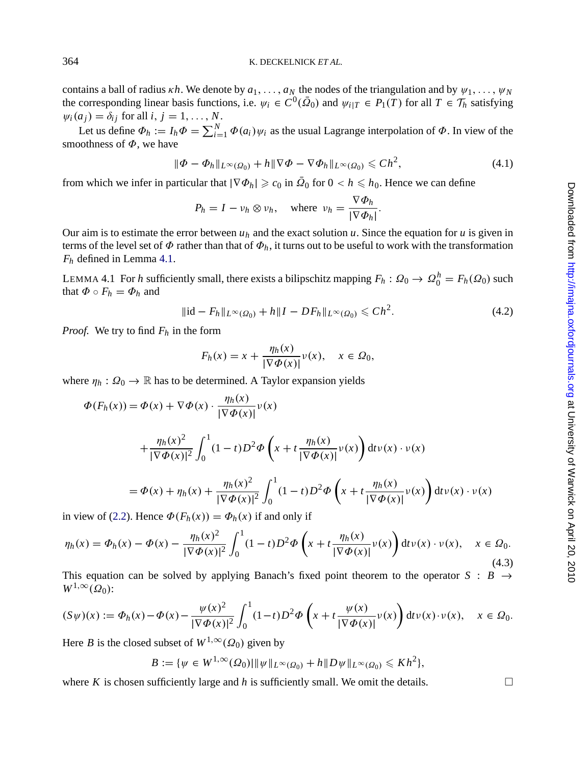contains a ball of radius $\kappa h$. We denote by $a_1, \ldots, a_N$ the nodes of the triangulation and by $\psi_1, \ldots, \psi_N$ the corresponding linear basis functions, i.e. $\psi_i \in C^0(\bar{\Omega}_0)$ and $\psi_{i|T} \in P_1(T)$ for all $T \in \mathcal{T}_h$ satisfying $\psi_i(a_j) = \delta_{ij}$ for all $i, j = 1, \ldots, N$.

Let us define $\Phi_h := I_h \Phi = \sum_{i=1}^N \Phi(a_i)\psi_i$ as the usual Lagrange interpolation of $\Phi$. In view of the smoothness of $\Phi$, we have

$$\|\Phi - \Phi_h\|_{L^\infty(\Omega_0)} + h\|\nabla\Phi - \nabla\Phi_h\|_{L^\infty(\Omega_0)} \leqslant Ch^2, \tag{4.1}$$

from which we infer in particular that $|\nabla\Phi_h| \geqslant c_0$ in $\bar{\Omega}_0$ for $0 < h \leqslant h_0$. Hence we can define

$$P_h = I - \nu_h \otimes \nu_h, \quad \text{where } \nu_h = \frac{\nabla\Phi_h}{|\nabla\Phi_h|}.$$

Our aim is to estimate the error between $u_h$ and the exact solution $u$. Since the equation for $u$ is given in terms of the level set of $\Phi$ rather than that of $\Phi_h$, it turns out to be useful to work with the transformation $F_h$ defined in Lemma 4.1.

LEMMA 4.1 For $h$ sufficiently small, there exists a bilipschitz mapping $F_h : \Omega_0 \to \Omega_0^h = F_h(\Omega_0)$ such that $\Phi \circ F_h = \Phi_h$ and

$$\|\mathrm{id} - F_h\|_{L^\infty(\Omega_0)} + h\|I - DF_h\|_{L^\infty(\Omega_0)} \leqslant Ch^2. \tag{4.2}$$

*Proof.* We try to find $F_h$ in the form

$$F_h(x) = x + \frac{\eta_h(x)}{|\nabla\Phi(x)|}\nu(x), \quad x \in \Omega_0,$$

where $\eta_h : \Omega_0 \to \mathbb{R}$ has to be determined. A Taylor expansion yields

$$\begin{aligned}
\Phi(F_h(x)) &= \Phi(x) + \nabla\Phi(x) \cdot \frac{\eta_h(x)}{|\nabla\Phi(x)|}\nu(x) \\
&\quad + \frac{\eta_h(x)^2}{|\nabla\Phi(x)|^2}\int_0^1 (1-t)D^2\Phi\left(x + t\frac{\eta_h(x)}{|\nabla\Phi(x)|}\nu(x)\right)\mathrm{d}t\,\nu(x)\cdot\nu(x) \\
&= \Phi(x) + \eta_h(x) + \frac{\eta_h(x)^2}{|\nabla\Phi(x)|^2}\int_0^1 (1-t)D^2\Phi\left(x + t\frac{\eta_h(x)}{|\nabla\Phi(x)|}\nu(x)\right)\mathrm{d}t\,\nu(x)\cdot\nu(x)
\end{aligned}$$

in view of (2.2). Hence $\Phi(F_h(x)) = \Phi_h(x)$ if and only if

$$\eta_h(x) = \Phi_h(x) - \Phi(x) - \frac{\eta_h(x)^2}{|\nabla\Phi(x)|^2}\int_0^1 (1-t)D^2\Phi\left(x + t\frac{\eta_h(x)}{|\nabla\Phi(x)|}\nu(x)\right)\mathrm{d}t\,\nu(x)\cdot\nu(x), \quad x \in \Omega_0. \tag{4.3}$$

This equation can be solved by applying Banach's fixed point theorem to the operator $S : B \to W^{1,\infty}(\Omega_0)$:

$$(S\psi)(x) := \Phi_h(x) - \Phi(x) - \frac{\psi(x)^2}{|\nabla\Phi(x)|^2}\int_0^1 (1-t)D^2\Phi\left(x + t\frac{\psi(x)}{|\nabla\Phi(x)|}\nu(x)\right)\mathrm{d}t\,\nu(x)\cdot\nu(x), \quad x \in \Omega_0.$$

Here $B$ is the closed subset of $W^{1,\infty}(\Omega_0)$ given by

$$B := \{\psi \in W^{1,\infty}(\Omega_0) \mid \|\psi\|_{L^\infty(\Omega_0)} + h\|D\psi\|_{L^\infty(\Omega_0)} \leqslant Kh^2\},$$

where $K$ is chosen sufficiently large and $h$ is sufficiently small. We omit the details. $\square$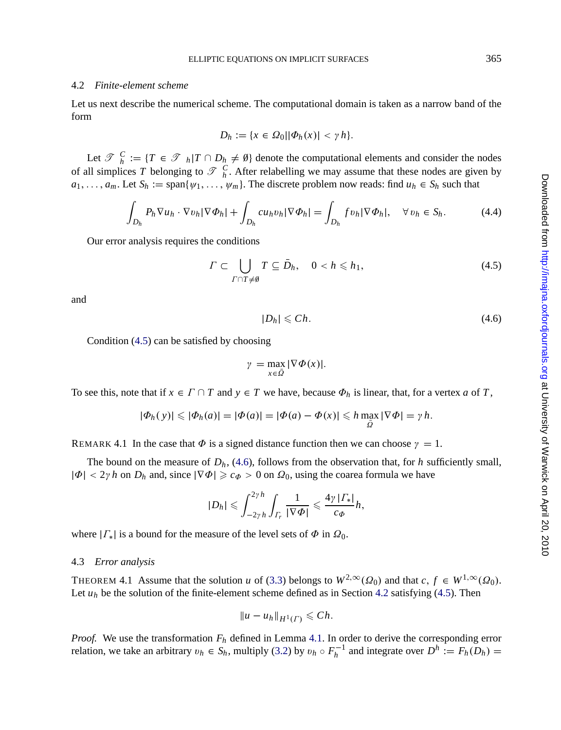### 4.2 *Finite-element scheme*

Let us next describe the numerical scheme. The computational domain is taken as a narrow band of the form

$$D_h := \{x \in \Omega_0 \,|\, |\Phi_h(x)| < \gamma h\}.$$

Let $\mathscr{T}_h^C := \{T \in \mathscr{T}_h \,|\, T \cap D_h \neq \emptyset\}$ denote the computational elements and consider the nodes of all simplices $T$ belonging to $\mathscr{T}_h^C$. After relabelling we may assume that these nodes are given by $a_1, \ldots, a_m$. Let $S_h := \operatorname{span}\{\psi_1, \ldots, \psi_m\}$. The discrete problem now reads: find $u_h \in S_h$ such that

$$\int_{D_h} P_h \nabla u_h \cdot \nabla v_h |\nabla \Phi_h| + \int_{D_h} c u_h v_h |\nabla \Phi_h| = \int_{D_h} f v_h |\nabla \Phi_h|, \quad \forall v_h \in S_h. \tag{4.4}$$

Our error analysis requires the conditions

$$\Gamma \subset \bigcup_{\Gamma \cap T \neq \emptyset} T \subseteq \bar{D}_h, \quad 0 < h \leqslant h_1, \tag{4.5}$$

and

$$|D_h| \leqslant Ch. \tag{4.6}$$

Condition (4.5) can be satisfied by choosing

$$\gamma = \max_{x \in \bar{\Omega}} |\nabla \Phi(x)|.$$

To see this, note that if $x \in \Gamma \cap T$ and $y \in T$ we have, because $\Phi_h$ is linear, that, for a vertex $a$ of $T$,

$$|\Phi_h(y)| \leqslant |\Phi_h(a)| = |\Phi(a)| = |\Phi(a) - \Phi(x)| \leqslant h \max_{\bar{\Omega}} |\nabla \Phi| = \gamma h.$$

REMARK 4.1 In the case that $\Phi$ is a signed distance function then we can choose $\gamma = 1$.

The bound on the measure of $D_h$, (4.6), follows from the observation that, for $h$ sufficiently small, $|\Phi| < 2\gamma h$ on $D_h$ and, since $|\nabla \Phi| \geqslant c_\Phi > 0$ on $\Omega_0$, using the coarea formula we have

$$|D_h| \leqslant \int_{-2\gamma h}^{2\gamma h} \int_{\Gamma_r} \frac{1}{|\nabla \Phi|} \leqslant \frac{4\gamma |\Gamma_*|}{c_\Phi} h,$$

where $|\Gamma_*|$ is a bound for the measure of the level sets of $\Phi$ in $\Omega_0$.

### 4.3 *Error analysis*

THEOREM 4.1 Assume that the solution $u$ of (3.3) belongs to $W^{2,\infty}(\Omega_0)$ and that $c, f \in W^{1,\infty}(\Omega_0)$. Let $u_h$ be the solution of the finite-element scheme defined as in Section 4.2 satisfying (4.5). Then

$$\|u - u_h\|_{H^1(\Gamma)} \leqslant Ch.$$

*Proof.* We use the transformation $F_h$ defined in Lemma 4.1. In order to derive the corresponding error relation, we take an arbitrary $v_h \in S_h$, multiply (3.2) by $v_h \circ F_h^{-1}$ and integrate over $D^h := F_h(D_h) =$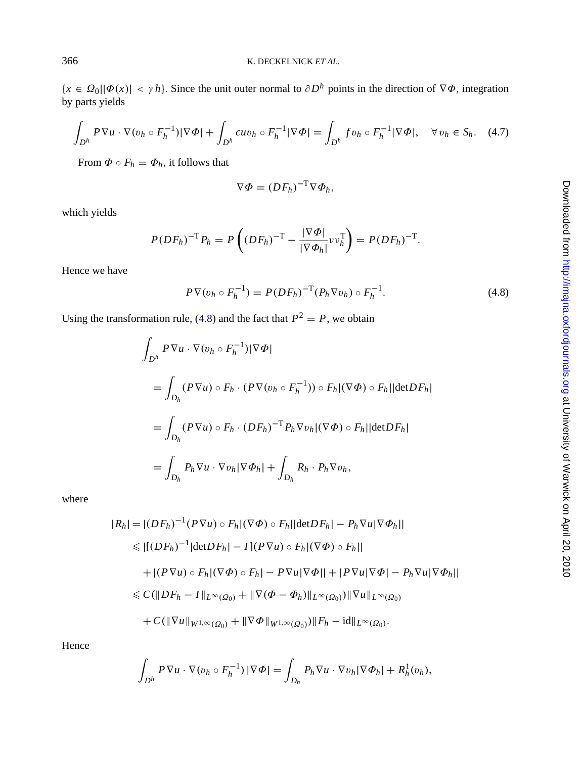$\{x \in \Omega_0 | |\Phi(x)| < \gamma h\}$. Since the unit outer normal to $\partial D^h$ points in the direction of $\nabla \Phi$, integration by parts yields

$$\int_{D^h} P\nabla u \cdot \nabla(v_h \circ F_h^{-1})|\nabla \Phi| + \int_{D^h} c u v_h \circ F_h^{-1}|\nabla \Phi| = \int_{D^h} f v_h \circ F_h^{-1}|\nabla \Phi|, \quad \forall v_h \in S_h. \tag{4.7}$$

From $\Phi \circ F_h = \Phi_h$, it follows that

$$\nabla \Phi = (DF_h)^{-\mathrm{T}} \nabla \Phi_h,$$

which yields

$$P(DF_h)^{-\mathrm{T}} P_h = P\left((DF_h)^{-\mathrm{T}} - \frac{|\nabla \Phi|}{|\nabla \Phi_h|} \nu \nu_h^{\mathrm{T}}\right) = P(DF_h)^{-\mathrm{T}}.$$

Hence we have

$$P\nabla(v_h \circ F_h^{-1}) = P(DF_h)^{-\mathrm{T}}(P_h \nabla v_h) \circ F_h^{-1}. \tag{4.8}$$

Using the transformation rule, (4.8) and the fact that $P^2 = P$, we obtain

$$\begin{aligned}
&\int_{D^h} P\nabla u \cdot \nabla(v_h \circ F_h^{-1})|\nabla \Phi| \\
&= \int_{D_h} (P\nabla u) \circ F_h \cdot (P\nabla(v_h \circ F_h^{-1})) \circ F_h |(\nabla \Phi) \circ F_h||\det DF_h| \\
&= \int_{D_h} (P\nabla u) \circ F_h \cdot (DF_h)^{-\mathrm{T}} P_h \nabla v_h |(\nabla \Phi) \circ F_h||\det DF_h| \\
&= \int_{D_h} P_h \nabla u \cdot \nabla v_h |\nabla \Phi_h| + \int_{D_h} R_h \cdot P_h \nabla v_h,
\end{aligned}$$

where

$$\begin{aligned}
|R_h| &= |(DF_h)^{-1}(P\nabla u) \circ F_h |(\nabla \Phi) \circ F_h||\det DF_h| - P_h \nabla u |\nabla \Phi_h|| \\
&\leqslant |[(DF_h)^{-1}|\det DF_h| - I](P\nabla u) \circ F_h |(\nabla \Phi) \circ F_h|| \\
&\quad + |(P\nabla u) \circ F_h |(\nabla \Phi) \circ F_h| - P\nabla u |\nabla \Phi|| + |P\nabla u|\nabla \Phi| - P_h \nabla u |\nabla \Phi_h|| \\
&\leqslant C(\|DF_h - I\|_{L^\infty(\Omega_0)} + \|\nabla(\Phi - \Phi_h)\|_{L^\infty(\Omega_0)})\|\nabla u\|_{L^\infty(\Omega_0)} \\
&\quad + C(\|\nabla u\|_{W^{1,\infty}(\Omega_0)} + \|\nabla \Phi\|_{W^{1,\infty}(\Omega_0)})\|F_h - \mathrm{id}\|_{L^\infty(\Omega_0)}.
\end{aligned}$$

Hence

$$\int_{D^h} P\nabla u \cdot \nabla(v_h \circ F_h^{-1})\,|\nabla \Phi| = \int_{D_h} P_h \nabla u \cdot \nabla v_h |\nabla \Phi_h| + R_h^1(v_h),$$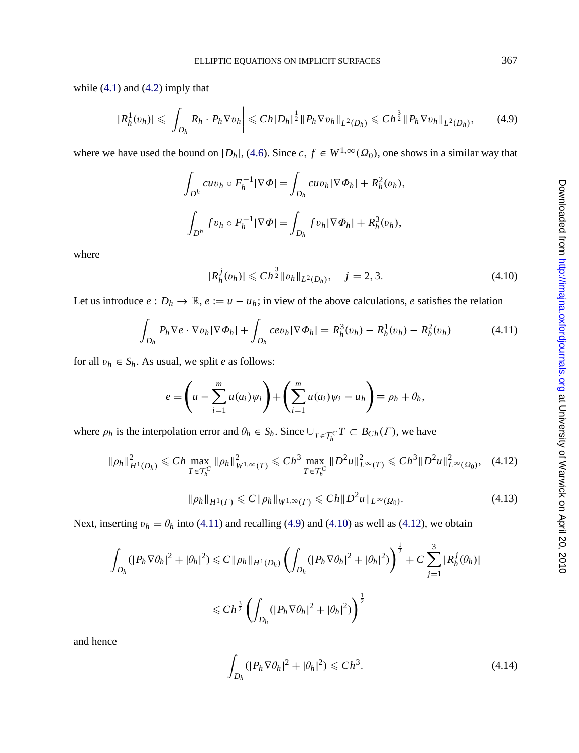while (4.1) and (4.2) imply that

$$|R_h^1(v_h)| \leqslant \left| \int_{D_h} R_h \cdot P_h \nabla v_h \right| \leqslant Ch|D_h|^{\frac{1}{2}} \|P_h \nabla v_h\|_{L^2(D_h)} \leqslant Ch^{\frac{3}{2}} \|P_h \nabla v_h\|_{L^2(D_h)}, \tag{4.9}$$

where we have used the bound on $|D_h|$, (4.6). Since $c,\ f \in W^{1,\infty}(\Omega_0)$, one shows in a similar way that

$$\int_{D^h} c v_h \circ F_h^{-1} |\nabla \Phi| = \int_{D_h} c v_h |\nabla \Phi_h| + R_h^2(v_h),$$

$$\int_{D^h} f v_h \circ F_h^{-1} |\nabla \Phi| = \int_{D_h} f v_h |\nabla \Phi_h| + R_h^3(v_h),$$

where

$$|R_h^j(v_h)| \leqslant Ch^{\frac{3}{2}} \|v_h\|_{L^2(D_h)}, \quad j = 2, 3. \tag{4.10}$$

Let us introduce $e : D_h \to \mathbb{R}$, $e := u - u_h$; in view of the above calculations, $e$ satisfies the relation

$$\int_{D_h} P_h \nabla e \cdot \nabla v_h |\nabla \Phi_h| + \int_{D_h} c e v_h |\nabla \Phi_h| = R_h^3(v_h) - R_h^1(v_h) - R_h^2(v_h) \tag{4.11}$$

for all $v_h \in S_h$. As usual, we split $e$ as follows:

$$e = \left( u - \sum_{i=1}^m u(a_i)\psi_i \right) + \left( \sum_{i=1}^m u(a_i)\psi_i - u_h \right) \equiv \rho_h + \theta_h,$$

where $\rho_h$ is the interpolation error and $\theta_h \in S_h$. Since $\cup_{T \in \mathcal{T}_h^C} T \subset B_{Ch}(\Gamma)$, we have

$$\|\rho_h\|_{H^1(D_h)}^2 \leqslant Ch \max_{T \in \mathcal{T}_h^C} \|\rho_h\|_{W^{1,\infty}(T)}^2 \leqslant Ch^3 \max_{T \in \mathcal{T}_h^C} \|D^2 u\|_{L^\infty(T)}^2 \leqslant Ch^3 \|D^2 u\|_{L^\infty(\Omega_0)}^2, \tag{4.12}$$

$$\|\rho_h\|_{H^1(\Gamma)} \leqslant C \|\rho_h\|_{W^{1,\infty}(\Gamma)} \leqslant Ch \|D^2 u\|_{L^\infty(\Omega_0)}. \tag{4.13}$$

Next, inserting $v_h = \theta_h$ into (4.11) and recalling (4.9) and (4.10) as well as (4.12), we obtain

$$\begin{aligned}
\int_{D_h} (|P_h \nabla \theta_h|^2 + |\theta_h|^2) &\leqslant C \|\rho_h\|_{H^1(D_h)} \left( \int_{D_h} (|P_h \nabla \theta_h|^2 + |\theta_h|^2) \right)^{\frac{1}{2}} + C \sum_{j=1}^3 |R_h^j(\theta_h)| \\
&\leqslant Ch^{\frac{3}{2}} \left( \int_{D_h} (|P_h \nabla \theta_h|^2 + |\theta_h|^2) \right)^{\frac{1}{2}}
\end{aligned}$$

and hence

$$\int_{D_h} (|P_h \nabla \theta_h|^2 + |\theta_h|^2) \leqslant Ch^3. \tag{4.14}$$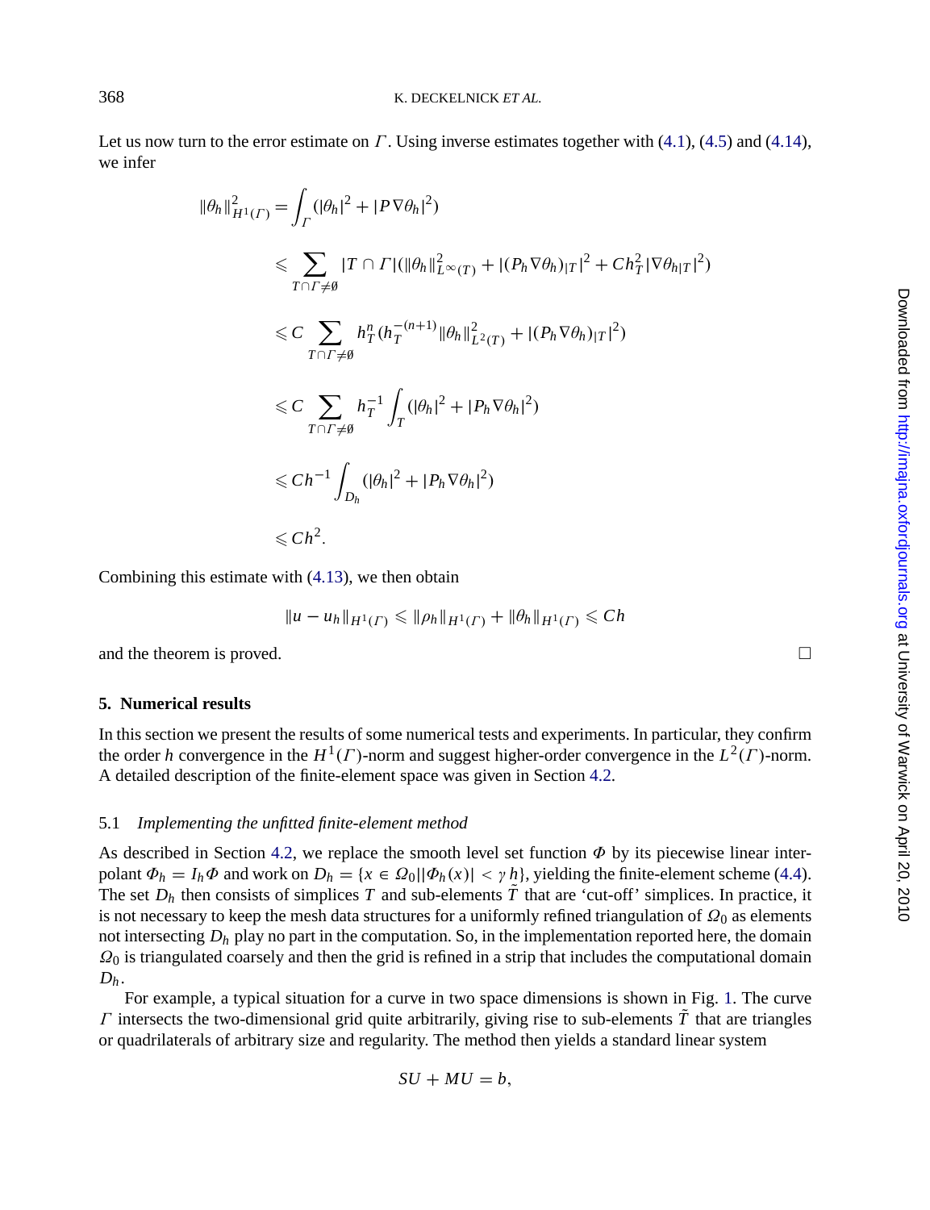Let us now turn to the error estimate on $\Gamma$. Using inverse estimates together with (4.1), (4.5) and (4.14), we infer

$$
\begin{aligned}
\|\theta_h\|_{H^1(\Gamma)}^2 &= \int_\Gamma (|\theta_h|^2 + |P\nabla\theta_h|^2) \\
&\leqslant \sum_{T\cap\Gamma\neq\emptyset} |T\cap\Gamma| (\|\theta_h\|_{L^\infty(T)}^2 + |(P_h\nabla\theta_h)_{|T}|^2 + Ch_T^2|\nabla\theta_{h|T}|^2) \\
&\leqslant C\sum_{T\cap\Gamma\neq\emptyset} h_T^n (h_T^{-(n+1)}\|\theta_h\|_{L^2(T)}^2 + |(P_h\nabla\theta_h)_{|T}|^2) \\
&\leqslant C\sum_{T\cap\Gamma\neq\emptyset} h_T^{-1}\int_T (|\theta_h|^2 + |P_h\nabla\theta_h|^2) \\
&\leqslant Ch^{-1}\int_{D_h} (|\theta_h|^2 + |P_h\nabla\theta_h|^2) \\
&\leqslant Ch^2.
\end{aligned}
$$

Combining this estimate with (4.13), we then obtain

$$
\|u - u_h\|_{H^1(\Gamma)} \leqslant \|\rho_h\|_{H^1(\Gamma)} + \|\theta_h\|_{H^1(\Gamma)} \leqslant Ch
$$

and the theorem is proved. □

## 5. Numerical results

In this section we present the results of some numerical tests and experiments. In particular, they confirm the order $h$ convergence in the $H^1(\Gamma)$-norm and suggest higher-order convergence in the $L^2(\Gamma)$-norm. A detailed description of the finite-element space was given in Section 4.2.

### 5.1 *Implementing the unfitted finite-element method*

As described in Section 4.2, we replace the smooth level set function $\Phi$ by its piecewise linear interpolant $\Phi_h = I_h\Phi$ and work on $D_h = \{x \in \Omega_0 | |\Phi_h(x)| < \gamma h\}$, yielding the finite-element scheme (4.4). The set $D_h$ then consists of simplices $T$ and sub-elements $\tilde{T}$ that are 'cut-off' simplices. In practice, it is not necessary to keep the mesh data structures for a uniformly refined triangulation of $\Omega_0$ as elements not intersecting $D_h$ play no part in the computation. So, in the implementation reported here, the domain $\Omega_0$ is triangulated coarsely and then the grid is refined in a strip that includes the computational domain $D_h$.

For example, a typical situation for a curve in two space dimensions is shown in Fig. 1. The curve $\Gamma$ intersects the two-dimensional grid quite arbitrarily, giving rise to sub-elements $\tilde{T}$ that are triangles or quadrilaterals of arbitrary size and regularity. The method then yields a standard linear system

$$
SU + MU = b,
$$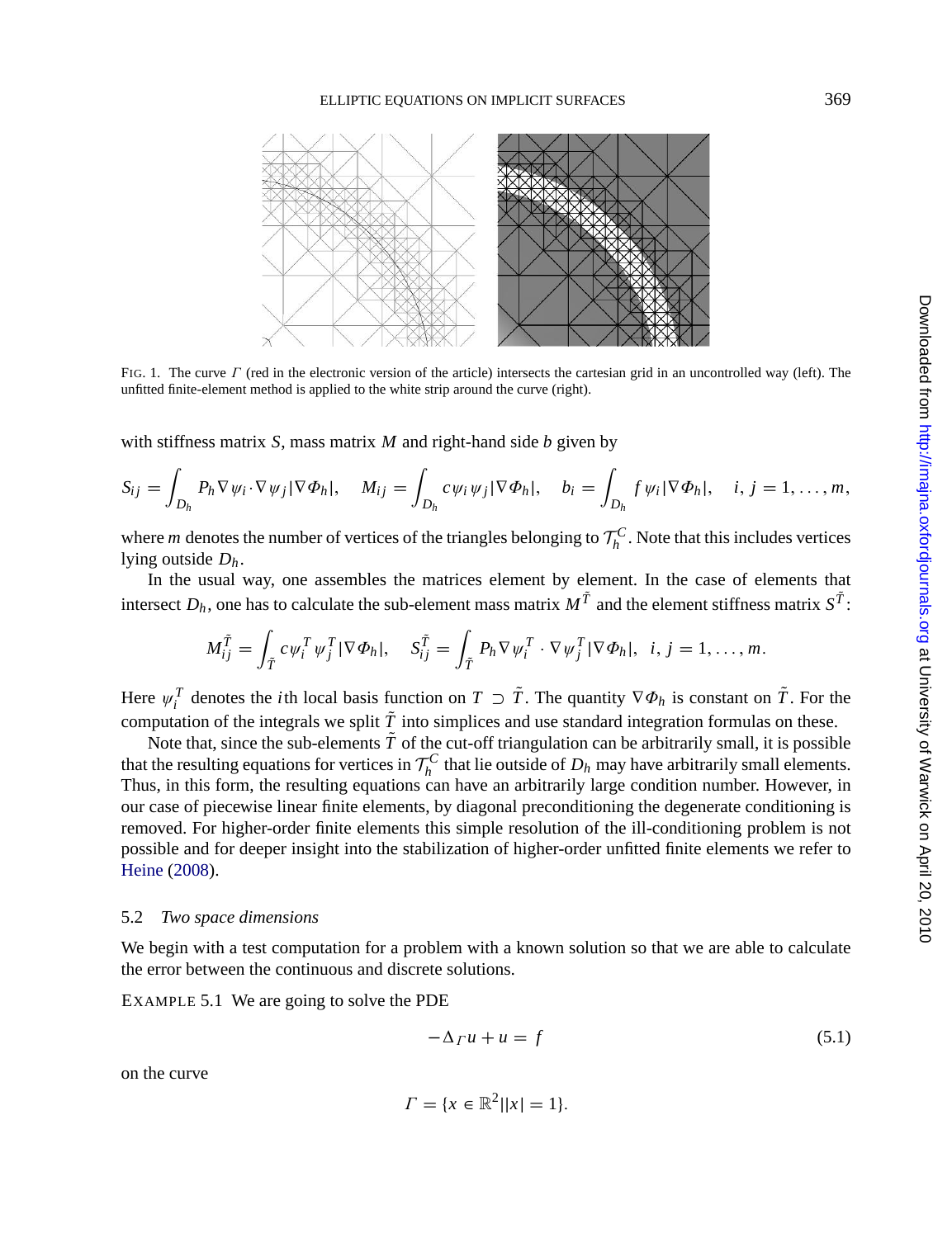FIG. 1. The curve $\Gamma$ (red in the electronic version of the article) intersects the cartesian grid in an uncontrolled way (left). The unfitted finite-element method is applied to the white strip around the curve (right).

with stiffness matrix $S$, mass matrix $M$ and right-hand side $b$ given by

$$S_{ij} = \int_{D_h} P_h \nabla \psi_i \cdot \nabla \psi_j |\nabla \Phi_h|, \quad M_{ij} = \int_{D_h} c \psi_i \psi_j |\nabla \Phi_h|, \quad b_i = \int_{D_h} f \psi_i |\nabla \Phi_h|, \quad i, j = 1, \ldots, m,$$

where $m$ denotes the number of vertices of the triangles belonging to $\mathcal{T}_h^C$. Note that this includes vertices lying outside $D_h$.

In the usual way, one assembles the matrices element by element. In the case of elements that intersect $D_h$, one has to calculate the sub-element mass matrix $M^{\tilde{T}}$ and the element stiffness matrix $S^{\tilde{T}}$:

$$M_{ij}^{\tilde{T}} = \int_{\tilde{T}} c \psi_i^T \psi_j^T |\nabla \Phi_h|, \quad S_{ij}^{\tilde{T}} = \int_{\tilde{T}} P_h \nabla \psi_i^T \cdot \nabla \psi_j^T |\nabla \Phi_h|, \ \ i, j = 1, \ldots, m.$$

Here $\psi_i^T$ denotes the $i$th local basis function on $T \supset \tilde{T}$. The quantity $\nabla \Phi_h$ is constant on $\tilde{T}$. For the computation of the integrals we split $\tilde{T}$ into simplices and use standard integration formulas on these.

Note that, since the sub-elements $\tilde{T}$ of the cut-off triangulation can be arbitrarily small, it is possible that the resulting equations for vertices in $\mathcal{T}_h^C$ that lie outside of $D_h$ may have arbitrarily small elements. Thus, in this form, the resulting equations can have an arbitrarily large condition number. However, in our case of piecewise linear finite elements, by diagonal preconditioning the degenerate conditioning is removed. For higher-order finite elements this simple resolution of the ill-conditioning problem is not possible and for deeper insight into the stabilization of higher-order unfitted finite elements we refer to Heine (2008).

### 5.2 *Two space dimensions*

We begin with a test computation for a problem with a known solution so that we are able to calculate the error between the continuous and discrete solutions.

EXAMPLE 5.1 We are going to solve the PDE

$$-\Delta_\Gamma u + u = f \tag{5.1}$$

on the curve

$$\Gamma = \{x \in \mathbb{R}^2 | |x| = 1\}.$$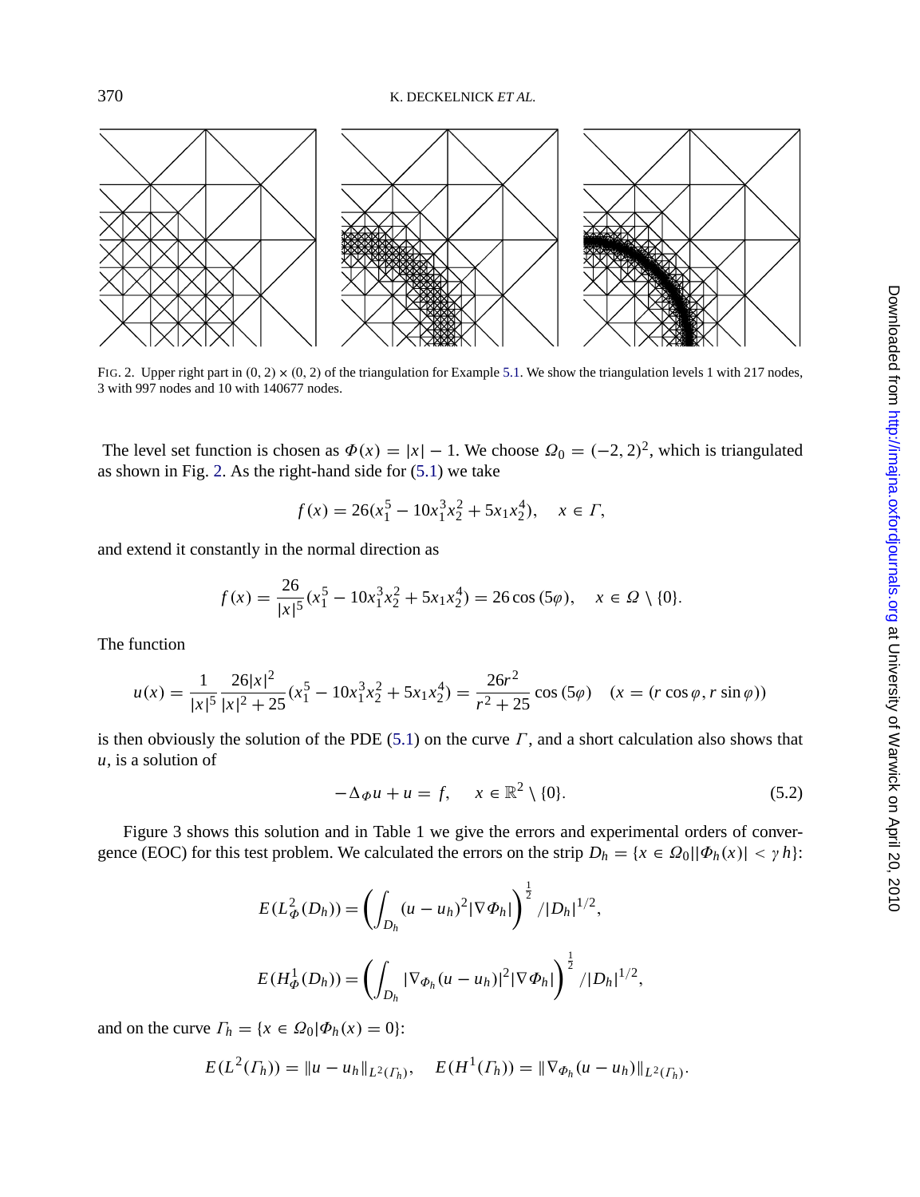FIG. 2. Upper right part in $(0, 2) \times (0, 2)$ of the triangulation for Example 5.1. We show the triangulation levels 1 with 217 nodes, 3 with 997 nodes and 10 with 140677 nodes.

The level set function is chosen as $\Phi(x) = |x| - 1$. We choose $\Omega_0 = (-2, 2)^2$, which is triangulated as shown in Fig. 2. As the right-hand side for (5.1) we take

$$f(x) = 26(x_1^5 - 10x_1^3x_2^2 + 5x_1x_2^4), \quad x \in \Gamma,$$

and extend it constantly in the normal direction as

$$f(x) = \frac{26}{|x|^5}(x_1^5 - 10x_1^3x_2^2 + 5x_1x_2^4) = 26\cos(5\varphi), \quad x \in \Omega \setminus \{0\}.$$

The function

$$u(x) = \frac{1}{|x|^5}\frac{26|x|^2}{|x|^2 + 25}(x_1^5 - 10x_1^3x_2^2 + 5x_1x_2^4) = \frac{26r^2}{r^2 + 25}\cos(5\varphi) \quad (x = (r\cos\varphi, r\sin\varphi))$$

is then obviously the solution of the PDE (5.1) on the curve $\Gamma$, and a short calculation also shows that $u$, is a solution of

$$-\Delta_\Phi u + u = f, \quad x \in \mathbb{R}^2 \setminus \{0\}. \tag{5.2}$$

Figure 3 shows this solution and in Table 1 we give the errors and experimental orders of convergence (EOC) for this test problem. We calculated the errors on the strip $D_h = \{x \in \Omega_0 | |\Phi_h(x)| < \gamma h\}$:

$$E(L^2_\Phi(D_h)) = \left(\int_{D_h}(u - u_h)^2|\nabla\Phi_h|\right)^{\frac{1}{2}} / |D_h|^{1/2},$$

$$E(H^1_\Phi(D_h)) = \left(\int_{D_h}|\nabla_{\Phi_h}(u - u_h)|^2|\nabla\Phi_h|\right)^{\frac{1}{2}} / |D_h|^{1/2},$$

and on the curve $\Gamma_h = \{x \in \Omega_0 | \Phi_h(x) = 0\}$:

$$E(L^2(\Gamma_h)) = \|u - u_h\|_{L^2(\Gamma_h)}, \quad E(H^1(\Gamma_h)) = \|\nabla_{\Phi_h}(u - u_h)\|_{L^2(\Gamma_h)}.$$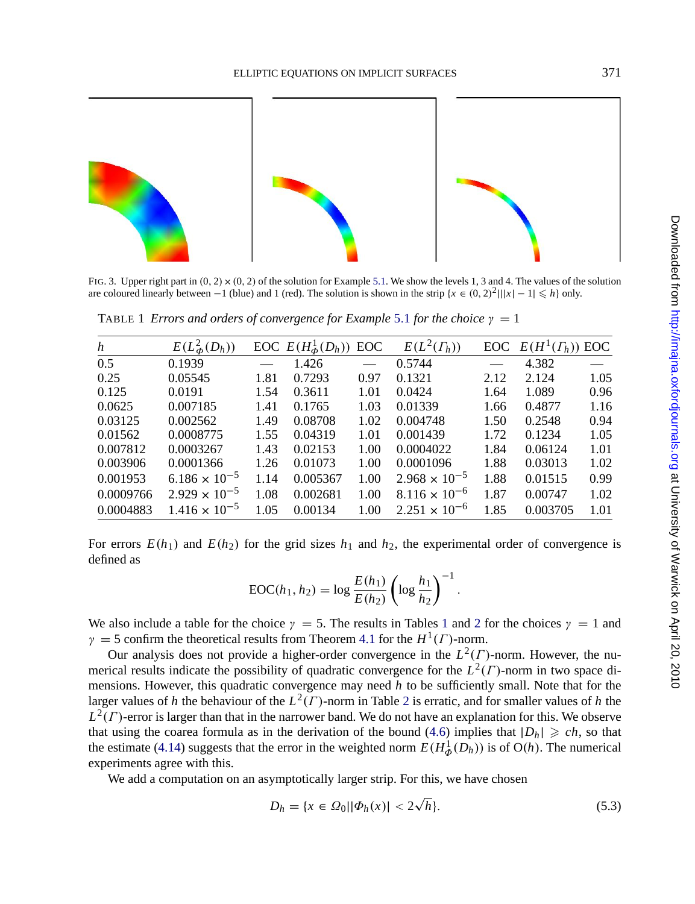FIG. 3. Upper right part in $(0, 2) \times (0, 2)$ of the solution for Example 5.1. We show the levels 1, 3 and 4. The values of the solution are coloured linearly between $-1$ (blue) and 1 (red). The solution is shown in the strip $\{x \in (0, 2)^2 | ||x| - 1| \leqslant h\}$ only.

TABLE 1 *Errors and orders of convergence for Example* 5.1 *for the choice* $\gamma = 1$

| $h$ | $E(L^2_\Phi(D_h))$ | EOC | $E(H^1_\Phi(D_h))$ | EOC | $E(L^2(\Gamma_h))$ | EOC | $E(H^1(\Gamma_h))$ | EOC |
|---|---|---|---|---|---|---|---|---|
| 0.5 | 0.1939 | — | 1.426 | — | 0.5744 | — | 4.382 | — |
| 0.25 | 0.05545 | 1.81 | 0.7293 | 0.97 | 0.1321 | 2.12 | 2.124 | 1.05 |
| 0.125 | 0.0191 | 1.54 | 0.3611 | 1.01 | 0.0424 | 1.64 | 1.089 | 0.96 |
| 0.0625 | 0.007185 | 1.41 | 0.1765 | 1.03 | 0.01339 | 1.66 | 0.4877 | 1.16 |
| 0.03125 | 0.002562 | 1.49 | 0.08708 | 1.02 | 0.004748 | 1.50 | 0.2548 | 0.94 |
| 0.01562 | 0.0008775 | 1.55 | 0.04319 | 1.01 | 0.001439 | 1.72 | 0.1234 | 1.05 |
| 0.007812 | 0.0003267 | 1.43 | 0.02153 | 1.00 | 0.0004022 | 1.84 | 0.06124 | 1.01 |
| 0.003906 | 0.0001366 | 1.26 | 0.01073 | 1.00 | 0.0001096 | 1.88 | 0.03013 | 1.02 |
| 0.001953 | $6.186 \times 10^{-5}$ | 1.14 | 0.005367 | 1.00 | $2.968 \times 10^{-5}$ | 1.88 | 0.01515 | 0.99 |
| 0.0009766 | $2.929 \times 10^{-5}$ | 1.08 | 0.002681 | 1.00 | $8.116 \times 10^{-6}$ | 1.87 | 0.00747 | 1.02 |
| 0.0004883 | $1.416 \times 10^{-5}$ | 1.05 | 0.00134 | 1.00 | $2.251 \times 10^{-6}$ | 1.85 | 0.003705 | 1.01 |

For errors $E(h_1)$ and $E(h_2)$ for the grid sizes $h_1$ and $h_2$, the experimental order of convergence is defined as

$$\mathrm{EOC}(h_1, h_2) = \log \frac{E(h_1)}{E(h_2)} \left( \log \frac{h_1}{h_2} \right)^{-1}.$$

We also include a table for the choice $\gamma = 5$. The results in Tables 1 and 2 for the choices $\gamma = 1$ and $\gamma = 5$ confirm the theoretical results from Theorem 4.1 for the $H^1(\Gamma)$-norm.

Our analysis does not provide a higher-order convergence in the $L^2(\Gamma)$-norm. However, the numerical results indicate the possibility of quadratic convergence for the $L^2(\Gamma)$-norm in two space dimensions. However, this quadratic convergence may need $h$ to be sufficiently small. Note that for the larger values of $h$ the behaviour of the $L^2(\Gamma)$-norm in Table 2 is erratic, and for smaller values of $h$ the $L^2(\Gamma)$-error is larger than that in the narrower band. We do not have an explanation for this. We observe that using the coarea formula as in the derivation of the bound (4.6) implies that $|D_h| \geqslant ch$, so that the estimate (4.14) suggests that the error in the weighted norm $E(H^1_\Phi(D_h))$ is of $\mathrm{O}(h)$. The numerical experiments agree with this.

We add a computation on an asymptotically larger strip. For this, we have chosen

$$D_h = \{x \in \Omega_0 | |\Phi_h(x)| < 2\sqrt{h}\}. \tag{5.3}$$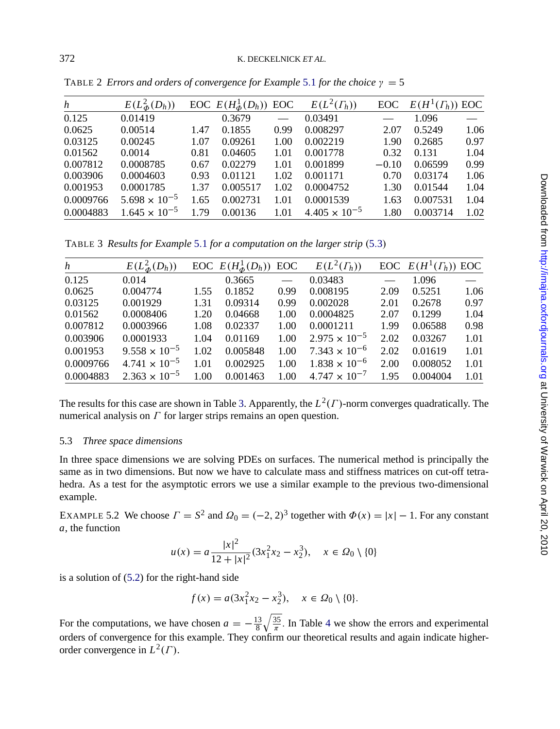TABLE 2 *Errors and orders of convergence for Example 5.1 for the choice $\gamma = 5$*

| $h$ | $E(L^2_\Phi(D_h))$ | EOC | $E(H^1_\Phi(D_h))$ | EOC | $E(L^2(\Gamma_h))$ | EOC | $E(H^1(\Gamma_h))$ | EOC |
|---|---|---|---|---|---|---|---|---|
| 0.125 | 0.01419 | | 0.3679 | — | 0.03491 | — | 1.096 | — |
| 0.0625 | 0.00514 | 1.47 | 0.1855 | 0.99 | 0.008297 | 2.07 | 0.5249 | 1.06 |
| 0.03125 | 0.00245 | 1.07 | 0.09261 | 1.00 | 0.002219 | 1.90 | 0.2685 | 0.97 |
| 0.01562 | 0.0014 | 0.81 | 0.04605 | 1.01 | 0.001778 | 0.32 | 0.131 | 1.04 |
| 0.007812 | 0.0008785 | 0.67 | 0.02279 | 1.01 | 0.001899 | −0.10 | 0.06599 | 0.99 |
| 0.003906 | 0.0004603 | 0.93 | 0.01121 | 1.02 | 0.001171 | 0.70 | 0.03174 | 1.06 |
| 0.001953 | 0.0001785 | 1.37 | 0.005517 | 1.02 | 0.0004752 | 1.30 | 0.01544 | 1.04 |
| 0.0009766 | $5.698 \times 10^{-5}$ | 1.65 | 0.002731 | 1.01 | 0.0001539 | 1.63 | 0.007531 | 1.04 |
| 0.0004883 | $1.645 \times 10^{-5}$ | 1.79 | 0.00136 | 1.01 | $4.405 \times 10^{-5}$ | 1.80 | 0.003714 | 1.02 |

TABLE 3 *Results for Example 5.1 for a computation on the larger strip (5.3)*

| $h$ | $E(L^2_\Phi(D_h))$ | EOC | $E(H^1_\Phi(D_h))$ | EOC | $E(L^2(\Gamma_h))$ | EOC | $E(H^1(\Gamma_h))$ | EOC |
|---|---|---|---|---|---|---|---|---|
| 0.125 | 0.014 | | 0.3665 | — | 0.03483 | — | 1.096 | — |
| 0.0625 | 0.004774 | 1.55 | 0.1852 | 0.99 | 0.008195 | 2.09 | 0.5251 | 1.06 |
| 0.03125 | 0.001929 | 1.31 | 0.09314 | 0.99 | 0.002028 | 2.01 | 0.2678 | 0.97 |
| 0.01562 | 0.0008406 | 1.20 | 0.04668 | 1.00 | 0.0004825 | 2.07 | 0.1299 | 1.04 |
| 0.007812 | 0.0003966 | 1.08 | 0.02337 | 1.00 | 0.0001211 | 1.99 | 0.06588 | 0.98 |
| 0.003906 | 0.0001933 | 1.04 | 0.01169 | 1.00 | $2.975 \times 10^{-5}$ | 2.02 | 0.03267 | 1.01 |
| 0.001953 | $9.558 \times 10^{-5}$ | 1.02 | 0.005848 | 1.00 | $7.343 \times 10^{-6}$ | 2.02 | 0.01619 | 1.01 |
| 0.0009766 | $4.741 \times 10^{-5}$ | 1.01 | 0.002925 | 1.00 | $1.838 \times 10^{-6}$ | 2.00 | 0.008052 | 1.01 |
| 0.0004883 | $2.363 \times 10^{-5}$ | 1.00 | 0.001463 | 1.00 | $4.747 \times 10^{-7}$ | 1.95 | 0.004004 | 1.01 |

The results for this case are shown in Table 3. Apparently, the $L^2(\Gamma)$-norm converges quadratically. The numerical analysis on $\Gamma$ for larger strips remains an open question.

### 5.3 *Three space dimensions*

In three space dimensions we are solving PDEs on surfaces. The numerical method is principally the same as in two dimensions. But now we have to calculate mass and stiffness matrices on cut-off tetrahedra. As a test for the asymptotic errors we use a similar example to the previous two-dimensional example.

EXAMPLE 5.2 We choose $\Gamma = S^2$ and $\Omega_0 = (-2, 2)^3$ together with $\Phi(x) = |x| - 1$. For any constant $a$, the function

$$u(x) = a\frac{|x|^2}{12 + |x|^2}(3x_1^2 x_2 - x_2^3), \quad x \in \Omega_0 \setminus \{0\}$$

is a solution of (5.2) for the right-hand side

$$f(x) = a(3x_1^2 x_2 - x_2^3), \quad x \in \Omega_0 \setminus \{0\}.$$

For the computations, we have chosen $a = -\frac{13}{8}\sqrt{\frac{35}{\pi}}$. In Table 4 we show the errors and experimental orders of convergence for this example. They confirm our theoretical results and again indicate higher-order convergence in $L^2(\Gamma)$.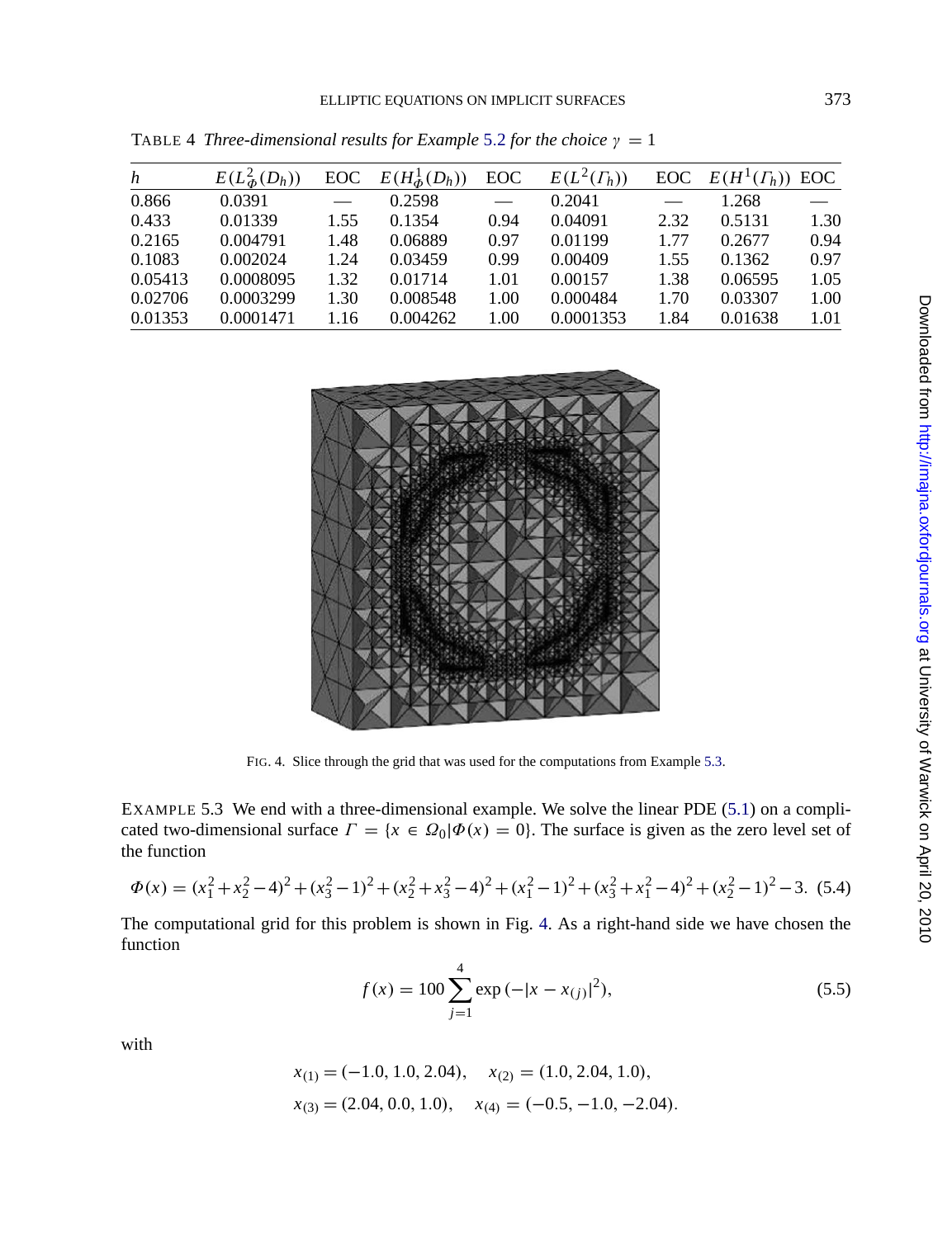TABLE 4 *Three-dimensional results for Example 5.2 for the choice* $\gamma = 1$

| $h$ | $E(L^2_\Phi(D_h))$ | EOC | $E(H^1_\Phi(D_h))$ | EOC | $E(L^2(\Gamma_h))$ | EOC | $E(H^1(\Gamma_h))$ | EOC |
|---|---|---|---|---|---|---|---|---|
| 0.866 | 0.0391 | — | 0.2598 | — | 0.2041 | — | 1.268 | — |
| 0.433 | 0.01339 | 1.55 | 0.1354 | 0.94 | 0.04091 | 2.32 | 0.5131 | 1.30 |
| 0.2165 | 0.004791 | 1.48 | 0.06889 | 0.97 | 0.01199 | 1.77 | 0.2677 | 0.94 |
| 0.1083 | 0.002024 | 1.24 | 0.03459 | 0.99 | 0.00409 | 1.55 | 0.1362 | 0.97 |
| 0.05413 | 0.0008095 | 1.32 | 0.01714 | 1.01 | 0.00157 | 1.38 | 0.06595 | 1.05 |
| 0.02706 | 0.0003299 | 1.30 | 0.008548 | 1.00 | 0.000484 | 1.70 | 0.03307 | 1.00 |
| 0.01353 | 0.0001471 | 1.16 | 0.004262 | 1.00 | 0.0001353 | 1.84 | 0.01638 | 1.01 |

FIG. 4. Slice through the grid that was used for the computations from Example 5.3.

EXAMPLE 5.3 We end with a three-dimensional example. We solve the linear PDE (5.1) on a complicated two-dimensional surface $\Gamma = \{x \in \Omega_0 | \Phi(x) = 0\}$. The surface is given as the zero level set of the function

$$\Phi(x) = (x_1^2 + x_2^2 - 4)^2 + (x_3^2 - 1)^2 + (x_2^2 + x_3^2 - 4)^2 + (x_1^2 - 1)^2 + (x_3^2 + x_1^2 - 4)^2 + (x_2^2 - 1)^2 - 3. \quad (5.4)$$

The computational grid for this problem is shown in Fig. 4. As a right-hand side we have chosen the function

$$f(x) = 100 \sum_{j=1}^{4} \exp\left(-|x - x_{(j)}|^2\right), \quad (5.5)$$

with

$$x_{(1)} = (-1.0, 1.0, 2.04), \quad x_{(2)} = (1.0, 2.04, 1.0),$$
$$x_{(3)} = (2.04, 0.0, 1.0), \quad x_{(4)} = (-0.5, -1.0, -2.04).$$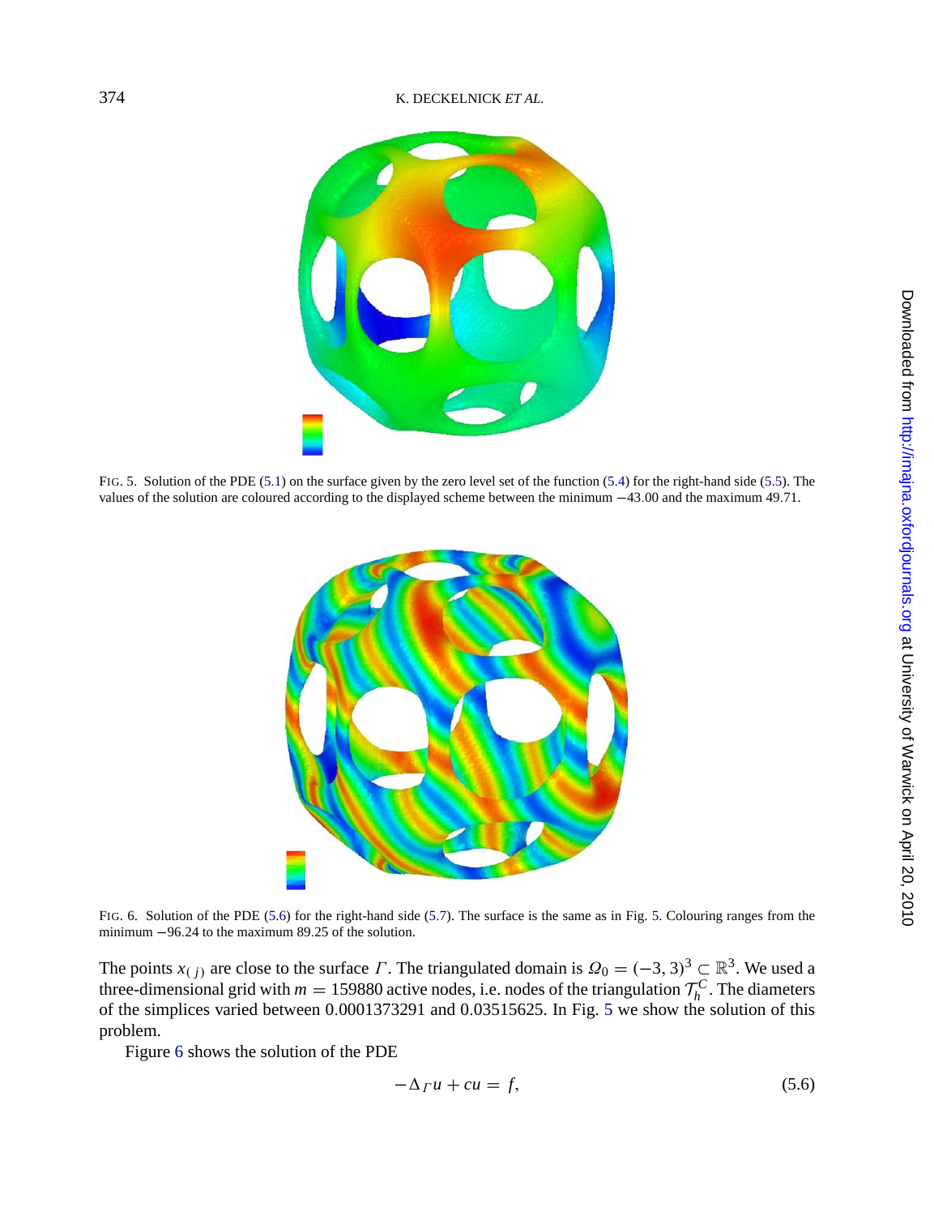FIG. 5. Solution of the PDE (5.1) on the surface given by the zero level set of the function (5.4) for the right-hand side (5.5). The values of the solution are coloured according to the displayed scheme between the minimum $-43.00$ and the maximum $49.71$.

FIG. 6. Solution of the PDE (5.6) for the right-hand side (5.7). The surface is the same as in Fig. 5. Colouring ranges from the minimum $-96.24$ to the maximum $89.25$ of the solution.

The points $x_{(j)}$ are close to the surface $\Gamma$. The triangulated domain is $\Omega_0 = (-3, 3)^3 \subset \mathbb{R}^3$. We used a three-dimensional grid with $m = 159880$ active nodes, i.e. nodes of the triangulation $\mathcal{T}_h^C$. The diameters of the simplices varied between 0.0001373291 and 0.03515625. In Fig. 5 we show the solution of this problem.

Figure 6 shows the solution of the PDE

$$-\Delta_\Gamma u + cu = f, \tag{5.6}$$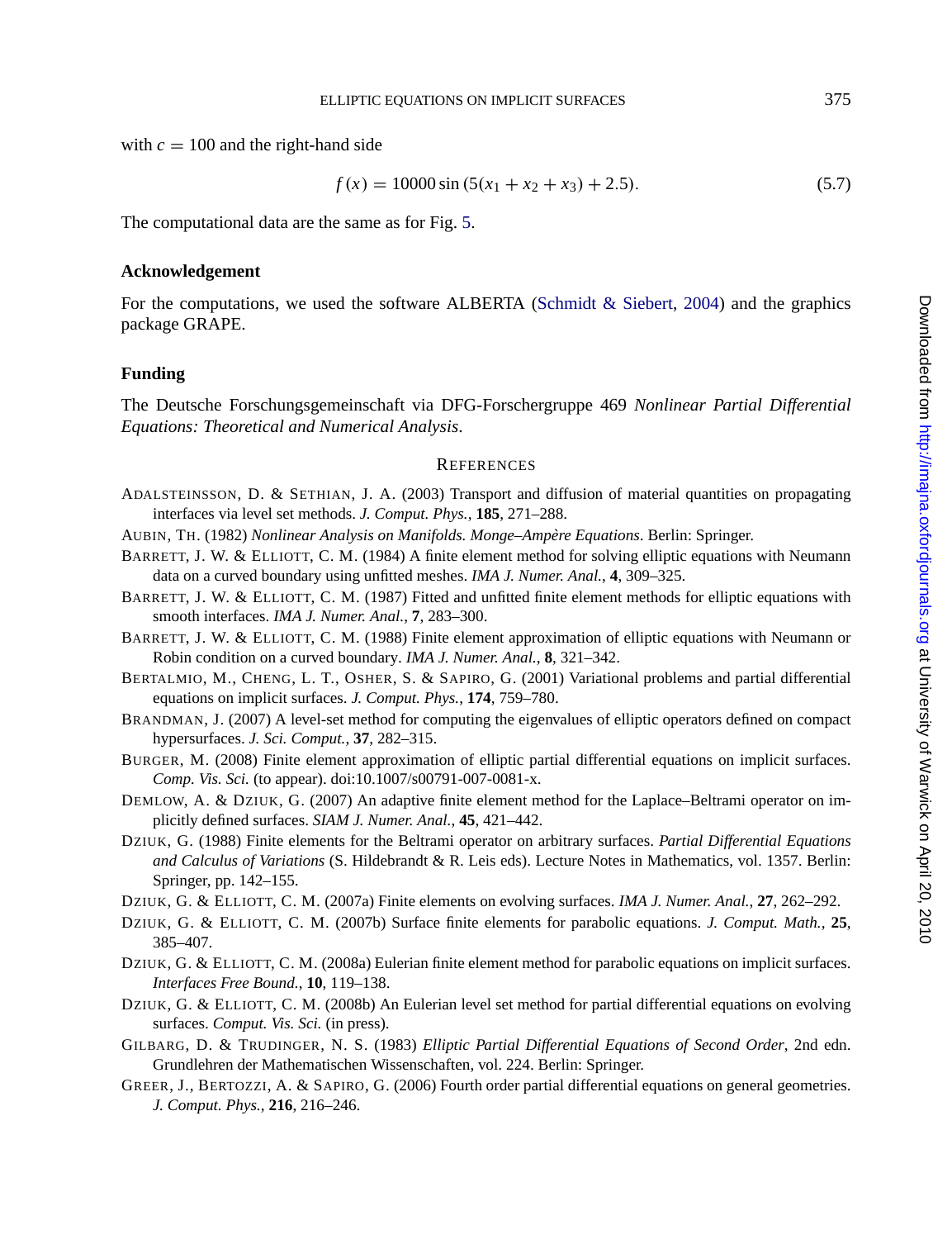with $c = 100$ and the right-hand side

$$f(x) = 10000 \sin(5(x_1 + x_2 + x_3) + 2.5). \tag{5.7}$$

The computational data are the same as for Fig. 5.

### Acknowledgement

For the computations, we used the software ALBERTA (Schmidt & Siebert, 2004) and the graphics package GRAPE.

### Funding

The Deutsche Forschungsgemeinschaft via DFG-Forschergruppe 469 *Nonlinear Partial Differential Equations: Theoretical and Numerical Analysis*.

## References

ADALSTEINSSON, D. & SETHIAN, J. A. (2003) Transport and diffusion of material quantities on propagating interfaces via level set methods. *J. Comput. Phys.*, **185**, 271–288.

AUBIN, TH. (1982) *Nonlinear Analysis on Manifolds. Monge–Ampère Equations*. Berlin: Springer.

BARRETT, J. W. & ELLIOTT, C. M. (1984) A finite element method for solving elliptic equations with Neumann data on a curved boundary using unfitted meshes. *IMA J. Numer. Anal.*, **4**, 309–325.

BARRETT, J. W. & ELLIOTT, C. M. (1987) Fitted and unfitted finite element methods for elliptic equations with smooth interfaces. *IMA J. Numer. Anal.*, **7**, 283–300.

BARRETT, J. W. & ELLIOTT, C. M. (1988) Finite element approximation of elliptic equations with Neumann or Robin condition on a curved boundary. *IMA J. Numer. Anal.*, **8**, 321–342.

BERTALMIO, M., CHENG, L. T., OSHER, S. & SAPIRO, G. (2001) Variational problems and partial differential equations on implicit surfaces. *J. Comput. Phys.*, **174**, 759–780.

BRANDMAN, J. (2007) A level-set method for computing the eigenvalues of elliptic operators defined on compact hypersurfaces. *J. Sci. Comput.*, **37**, 282–315.

BURGER, M. (2008) Finite element approximation of elliptic partial differential equations on implicit surfaces. *Comp. Vis. Sci.* (to appear). doi:10.1007/s00791-007-0081-x.

DEMLOW, A. & DZIUK, G. (2007) An adaptive finite element method for the Laplace–Beltrami operator on implicitly defined surfaces. *SIAM J. Numer. Anal.*, **45**, 421–442.

DZIUK, G. (1988) Finite elements for the Beltrami operator on arbitrary surfaces. *Partial Differential Equations and Calculus of Variations* (S. Hildebrandt & R. Leis eds). Lecture Notes in Mathematics, vol. 1357. Berlin: Springer, pp. 142–155.

DZIUK, G. & ELLIOTT, C. M. (2007a) Finite elements on evolving surfaces. *IMA J. Numer. Anal.*, **27**, 262–292.

DZIUK, G. & ELLIOTT, C. M. (2007b) Surface finite elements for parabolic equations. *J. Comput. Math.*, **25**, 385–407.

DZIUK, G. & ELLIOTT, C. M. (2008a) Eulerian finite element method for parabolic equations on implicit surfaces. *Interfaces Free Bound.*, **10**, 119–138.

DZIUK, G. & ELLIOTT, C. M. (2008b) An Eulerian level set method for partial differential equations on evolving surfaces. *Comput. Vis. Sci.* (in press).

GILBARG, D. & TRUDINGER, N. S. (1983) *Elliptic Partial Differential Equations of Second Order*, 2nd edn. Grundlehren der Mathematischen Wissenschaften, vol. 224. Berlin: Springer.

GREER, J., BERTOZZI, A. & SAPIRO, G. (2006) Fourth order partial differential equations on general geometries. *J. Comput. Phys.*, **216**, 216–246.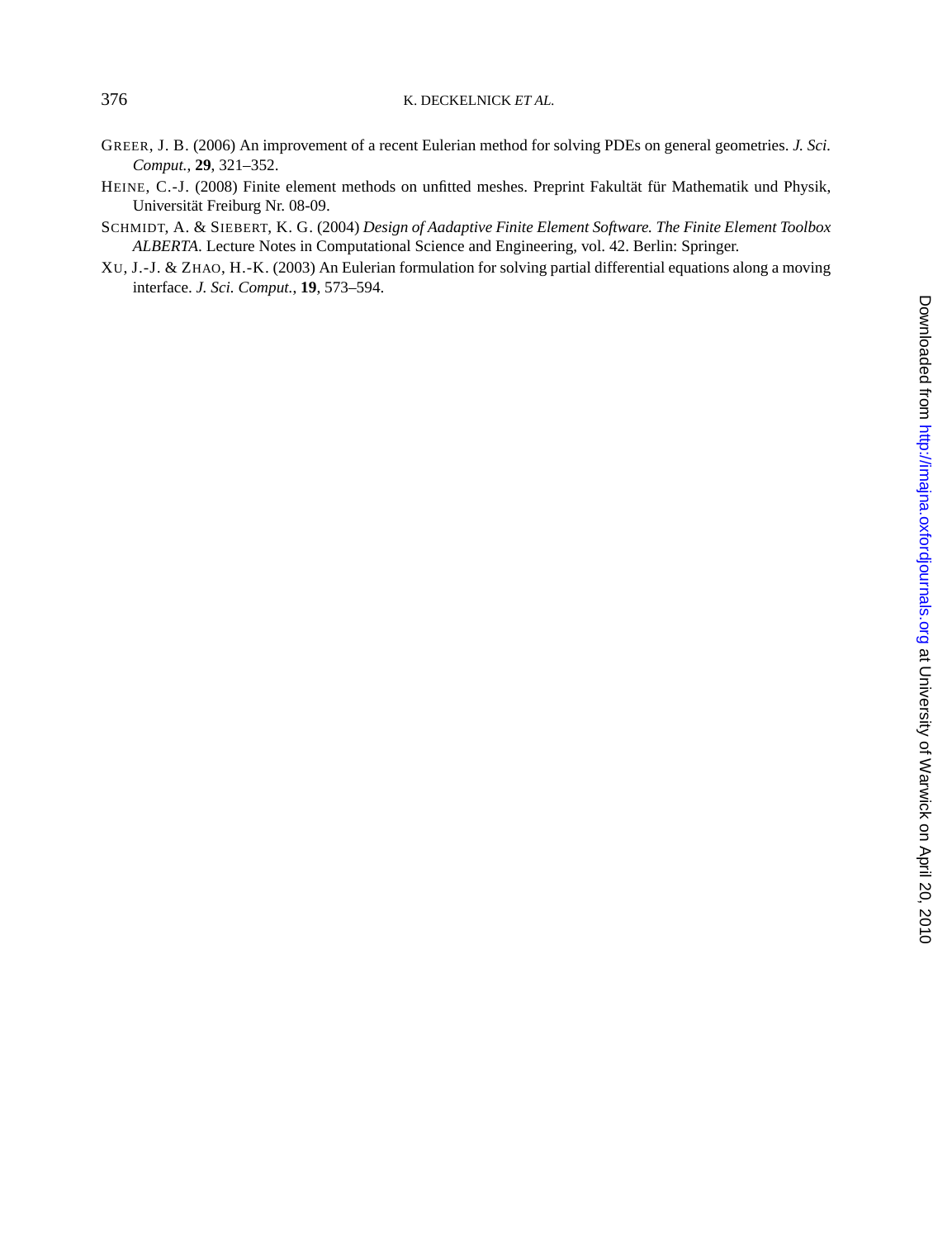GREER, J. B. (2006) An improvement of a recent Eulerian method for solving PDEs on general geometries. *J. Sci. Comput.*, **29**, 321–352.

HEINE, C.-J. (2008) Finite element methods on unfitted meshes. Preprint Fakultät für Mathematik und Physik, Universität Freiburg Nr. 08-09.

SCHMIDT, A. & SIEBERT, K. G. (2004) *Design of Aadaptive Finite Element Software. The Finite Element Toolbox ALBERTA.* Lecture Notes in Computational Science and Engineering, vol. 42. Berlin: Springer.

XU, J.-J. & ZHAO, H.-K. (2003) An Eulerian formulation for solving partial differential equations along a moving interface. *J. Sci. Comput.*, **19**, 573–594.

Downloaded from http://imajna.oxfordjournals.org at University of Warwick on April 20, 2010